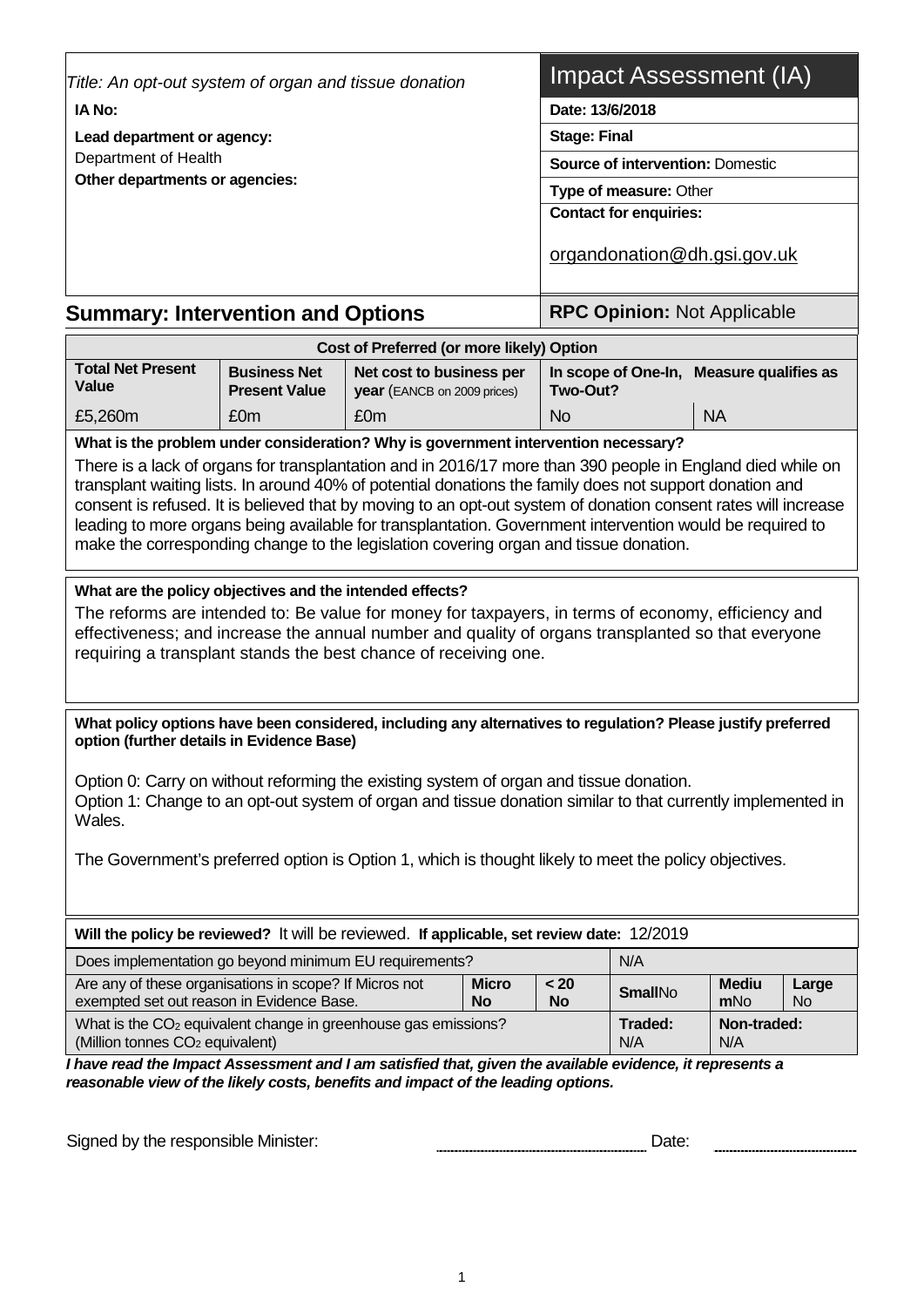*Title: An opt-out system of organ and tissue donation*

**IA No:**

**Lead department or agency:**

Department of Health

**Other departments or agencies:**

# Impact Assessment (IA)

**Date: 13/6/2018**

**Stage: Final**

**Source of intervention:** Domestic

**Type of measure:** Other

**Contact for enquiries:**

organdonation@dh.gsi.gov.uk

## Summary: Intervention and Options

**RPC Opinion:** Not Applicable

| Cost of Preferred (or more likely) Option | | | | |
|---|---|---|---|---|
| **Total Net Present Value** | **Business Net Present Value** | **Net cost to business per year** (EANCB on 2009 prices) | **In scope of One-In, Two-Out?** | **Measure qualifies as** |
| £5,260m | £0m | £0m | No | NA |

**What is the problem under consideration? Why is government intervention necessary?**

There is a lack of organs for transplantation and in 2016/17 more than 390 people in England died while on transplant waiting lists. In around 40% of potential donations the family does not support donation and consent is refused. It is believed that by moving to an opt-out system of donation consent rates will increase leading to more organs being available for transplantation. Government intervention would be required to make the corresponding change to the legislation covering organ and tissue donation.

**What are the policy objectives and the intended effects?**

The reforms are intended to: Be value for money for taxpayers, in terms of economy, efficiency and effectiveness; and increase the annual number and quality of organs transplanted so that everyone requiring a transplant stands the best chance of receiving one.

**What policy options have been considered, including any alternatives to regulation? Please justify preferred option (further details in Evidence Base)**

Option 0: Carry on without reforming the existing system of organ and tissue donation.
Option 1: Change to an opt-out system of organ and tissue donation similar to that currently implemented in Wales.

The Government's preferred option is Option 1, which is thought likely to meet the policy objectives.

**Will the policy be reviewed?** It will be reviewed. **If applicable, set review date:** 12/2019

| | | | | | |
|---|---|---|---|---|---|
| Does implementation go beyond minimum EU requirements? | | | N/A | | |
| Are any of these organisations in scope? If Micros not exempted set out reason in Evidence Base. | **Micro** No | **< 20** No | **Small** No | **Medium** No | **Large** No |
| What is the $CO_2$ equivalent change in greenhouse gas emissions? (Million tonnes $CO_2$ equivalent) | | | **Traded:** N/A | **Non-traded:** N/A | |

***I have read the Impact Assessment and I am satisfied that, given the available evidence, it represents a reasonable view of the likely costs, benefits and impact of the leading options.***

Signed by the responsible Minister: .................................... Date: ....................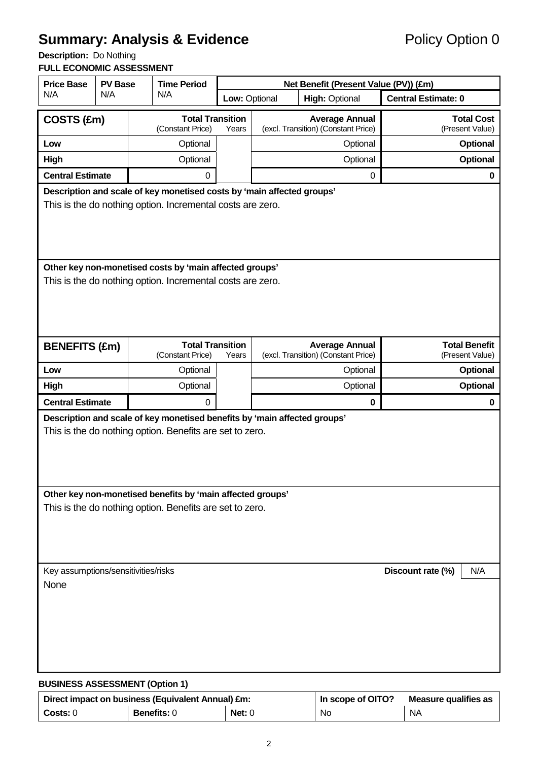# Summary: Analysis & Evidence

Policy Option 0

**Description:** Do Nothing

**FULL ECONOMIC ASSESSMENT**

| **Price Base** | **PV Base** | **Time Period** | **Net Benefit (Present Value (PV)) (£m)** | | |
|---|---|---|---|---|---|
| N/A | N/A | N/A | **Low:** Optional | **High:** Optional | **Central Estimate: 0** |

| **COSTS (£m)** | **Total Transition** (Constant Price) | Years | **Average Annual** (excl. Transition) (Constant Price) | **Total Cost** (Present Value) |
|---|---|---|---|---|
| **Low** | Optional | | Optional | **Optional** |
| **High** | Optional | | Optional | **Optional** |
| **Central Estimate** | 0 | | 0 | **0** |

**Description and scale of key monetised costs by 'main affected groups'**

This is the do nothing option. Incremental costs are zero.

**Other key non-monetised costs by 'main affected groups'**

This is the do nothing option. Incremental costs are zero.

| **BENEFITS (£m)** | **Total Transition** (Constant Price) | Years | **Average Annual** (excl. Transition) (Constant Price) | **Total Benefit** (Present Value) |
|---|---|---|---|---|
| **Low** | Optional | | Optional | **Optional** |
| **High** | Optional | | Optional | **Optional** |
| **Central Estimate** | 0 | | **0** | **0** |

**Description and scale of key monetised benefits by 'main affected groups'**

This is the do nothing option. Benefits are set to zero.

**Other key non-monetised benefits by 'main affected groups'**

This is the do nothing option. Benefits are set to zero.

Key assumptions/sensitivities/risks

**Discount rate (%)** N/A

None

**BUSINESS ASSESSMENT (Option 1)**

| **Direct impact on business (Equivalent Annual) £m:** | | | **In scope of OITO?** | **Measure qualifies as** |
|---|---|---|---|---|
| **Costs:** 0 | **Benefits:** 0 | **Net:** 0 | No | NA |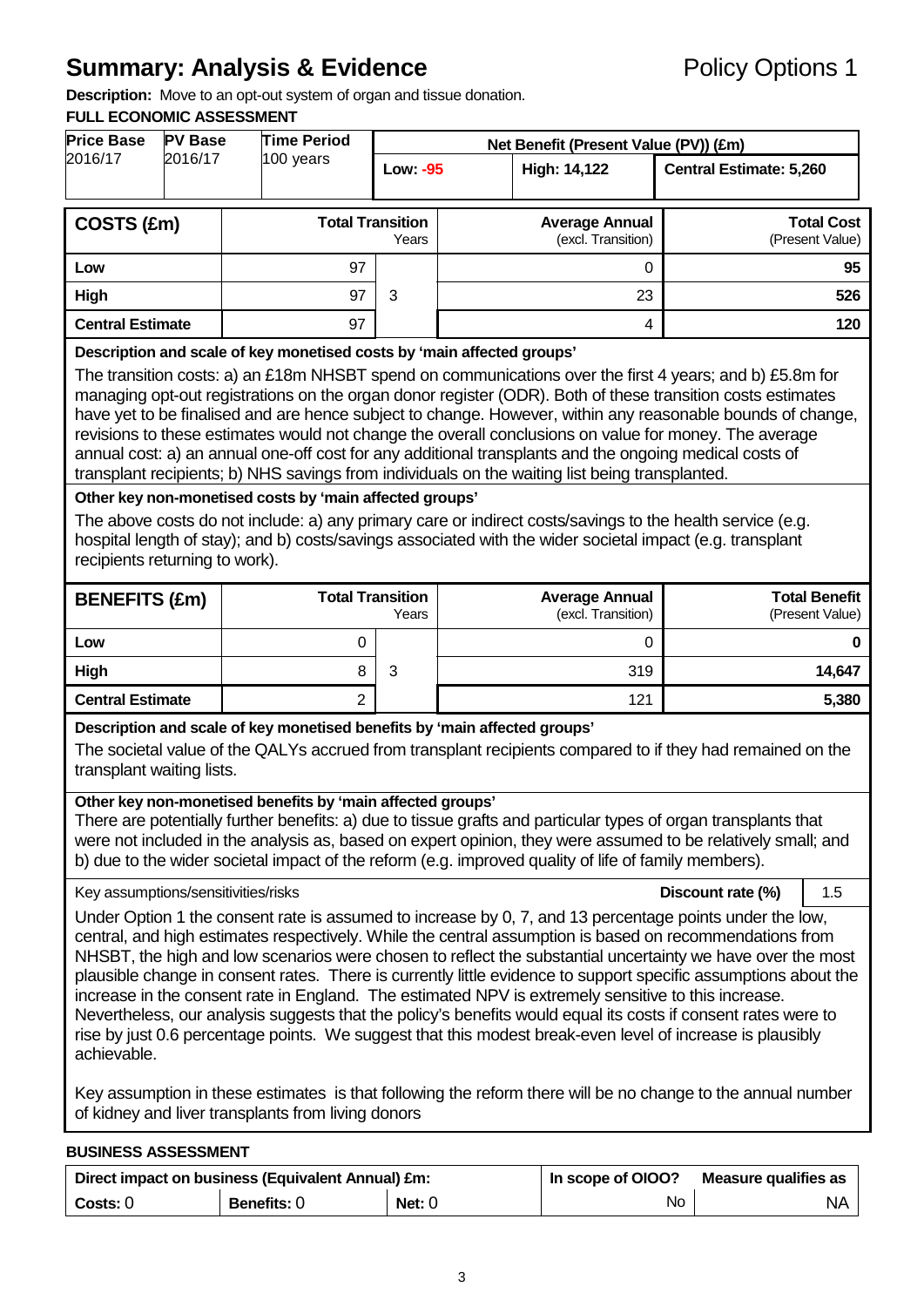# Summary: Analysis & Evidence

Policy Options 1

**Description:** Move to an opt-out system of organ and tissue donation.

**FULL ECONOMIC ASSESSMENT**

| Price Base | PV Base | Time Period | Net Benefit (Present Value (PV)) (£m) | | |
|---|---|---|---|---|---|
| 2016/17 | 2016/17 | 100 years | Low: -95 | High: 14,122 | Central Estimate: 5,260 |

| COSTS (£m) | Total Transition | Years | Average Annual (excl. Transition) | Total Cost (Present Value) |
|---|---|---|---|---|
| Low | 97 | 3 | 0 | 95 |
| High | 97 | | 23 | 526 |
| Central Estimate | 97 | | 4 | 120 |

**Description and scale of key monetised costs by 'main affected groups'**

The transition costs: a) an £18m NHSBT spend on communications over the first 4 years; and b) £5.8m for managing opt-out registrations on the organ donor register (ODR). Both of these transition costs estimates have yet to be finalised and are hence subject to change. However, within any reasonable bounds of change, revisions to these estimates would not change the overall conclusions on value for money. The average annual cost: a) an annual one-off cost for any additional transplants and the ongoing medical costs of transplant recipients; b) NHS savings from individuals on the waiting list being transplanted.

**Other key non-monetised costs by 'main affected groups'**

The above costs do not include: a) any primary care or indirect costs/savings to the health service (e.g. hospital length of stay); and b) costs/savings associated with the wider societal impact (e.g. transplant recipients returning to work).

| BENEFITS (£m) | Total Transition | Years | Average Annual (excl. Transition) | Total Benefit (Present Value) |
|---|---|---|---|---|
| Low | 0 | 3 | 0 | 0 |
| High | 8 | | 319 | 14,647 |
| Central Estimate | 2 | | 121 | 5,380 |

**Description and scale of key monetised benefits by 'main affected groups'**

The societal value of the QALYs accrued from transplant recipients compared to if they had remained on the transplant waiting lists.

**Other key non-monetised benefits by 'main affected groups'**

There are potentially further benefits: a) due to tissue grafts and particular types of organ transplants that were not included in the analysis as, based on expert opinion, they were assumed to be relatively small; and b) due to the wider societal impact of the reform (e.g. improved quality of life of family members).

Key assumptions/sensitivities/risks — **Discount rate (%)** 1.5

Under Option 1 the consent rate is assumed to increase by 0, 7, and 13 percentage points under the low, central, and high estimates respectively. While the central assumption is based on recommendations from NHSBT, the high and low scenarios were chosen to reflect the substantial uncertainty we have over the most plausible change in consent rates. There is currently little evidence to support specific assumptions about the increase in the consent rate in England. The estimated NPV is extremely sensitive to this increase. Nevertheless, our analysis suggests that the policy's benefits would equal its costs if consent rates were to rise by just 0.6 percentage points. We suggest that this modest break-even level of increase is plausibly achievable.

Key assumption in these estimates is that following the reform there will be no change to the annual number of kidney and liver transplants from living donors

**BUSINESS ASSESSMENT**

| Direct impact on business (Equivalent Annual) £m: | | | In scope of OIOO? | Measure qualifies as |
|---|---|---|---|---|
| Costs: 0 | Benefits: 0 | Net: 0 | No | NA |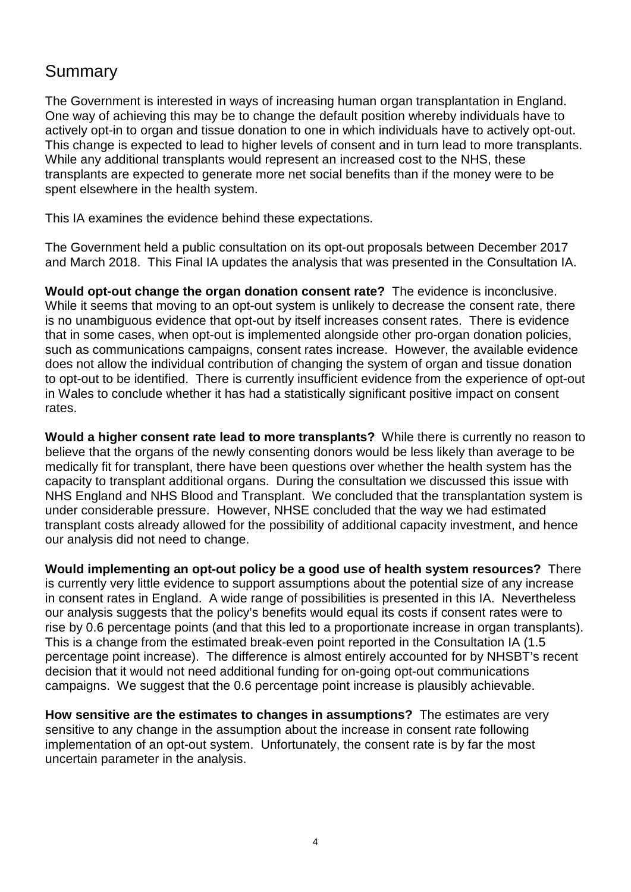## Summary

The Government is interested in ways of increasing human organ transplantation in England. One way of achieving this may be to change the default position whereby individuals have to actively opt-in to organ and tissue donation to one in which individuals have to actively opt-out. This change is expected to lead to higher levels of consent and in turn lead to more transplants. While any additional transplants would represent an increased cost to the NHS, these transplants are expected to generate more net social benefits than if the money were to be spent elsewhere in the health system.

This IA examines the evidence behind these expectations.

The Government held a public consultation on its opt-out proposals between December 2017 and March 2018. This Final IA updates the analysis that was presented in the Consultation IA.

**Would opt-out change the organ donation consent rate?** The evidence is inconclusive. While it seems that moving to an opt-out system is unlikely to decrease the consent rate, there is no unambiguous evidence that opt-out by itself increases consent rates. There is evidence that in some cases, when opt-out is implemented alongside other pro-organ donation policies, such as communications campaigns, consent rates increase. However, the available evidence does not allow the individual contribution of changing the system of organ and tissue donation to opt-out to be identified. There is currently insufficient evidence from the experience of opt-out in Wales to conclude whether it has had a statistically significant positive impact on consent rates.

**Would a higher consent rate lead to more transplants?** While there is currently no reason to believe that the organs of the newly consenting donors would be less likely than average to be medically fit for transplant, there have been questions over whether the health system has the capacity to transplant additional organs. During the consultation we discussed this issue with NHS England and NHS Blood and Transplant. We concluded that the transplantation system is under considerable pressure. However, NHSE concluded that the way we had estimated transplant costs already allowed for the possibility of additional capacity investment, and hence our analysis did not need to change.

**Would implementing an opt-out policy be a good use of health system resources?** There is currently very little evidence to support assumptions about the potential size of any increase in consent rates in England. A wide range of possibilities is presented in this IA. Nevertheless our analysis suggests that the policy's benefits would equal its costs if consent rates were to rise by 0.6 percentage points (and that this led to a proportionate increase in organ transplants). This is a change from the estimated break-even point reported in the Consultation IA (1.5 percentage point increase). The difference is almost entirely accounted for by NHSBT's recent decision that it would not need additional funding for on-going opt-out communications campaigns. We suggest that the 0.6 percentage point increase is plausibly achievable.

**How sensitive are the estimates to changes in assumptions?** The estimates are very sensitive to any change in the assumption about the increase in consent rate following implementation of an opt-out system. Unfortunately, the consent rate is by far the most uncertain parameter in the analysis.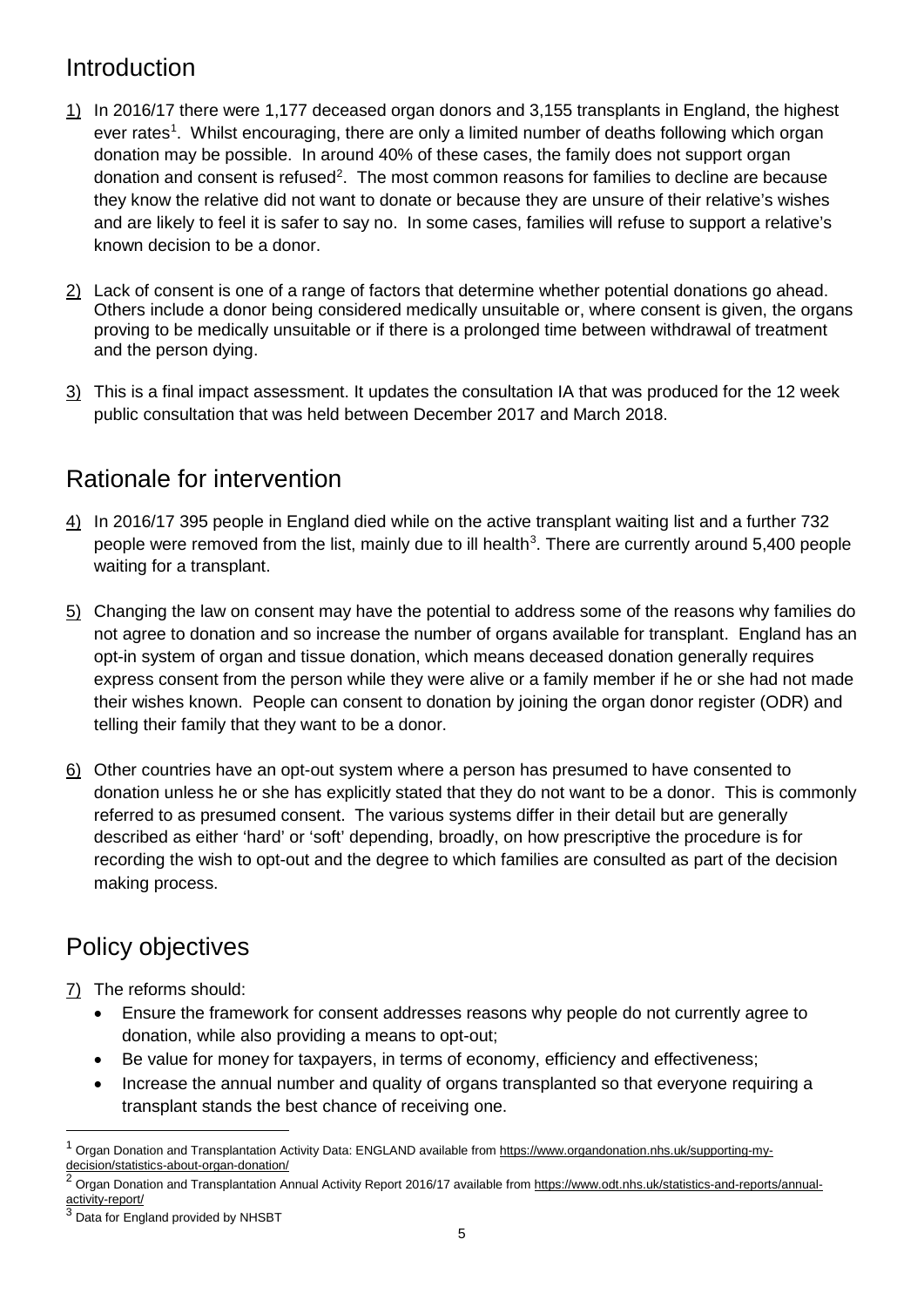## Introduction

1) In 2016/17 there were 1,177 deceased organ donors and 3,155 transplants in England, the highest ever rates[1]. Whilst encouraging, there are only a limited number of deaths following which organ donation may be possible. In around 40% of these cases, the family does not support organ donation and consent is refused[2]. The most common reasons for families to decline are because they know the relative did not want to donate or because they are unsure of their relative's wishes and are likely to feel it is safer to say no. In some cases, families will refuse to support a relative's known decision to be a donor.

2) Lack of consent is one of a range of factors that determine whether potential donations go ahead. Others include a donor being considered medically unsuitable or, where consent is given, the organs proving to be medically unsuitable or if there is a prolonged time between withdrawal of treatment and the person dying.

3) This is a final impact assessment. It updates the consultation IA that was produced for the 12 week public consultation that was held between December 2017 and March 2018.

## Rationale for intervention

4) In 2016/17 395 people in England died while on the active transplant waiting list and a further 732 people were removed from the list, mainly due to ill health[3]. There are currently around 5,400 people waiting for a transplant.

5) Changing the law on consent may have the potential to address some of the reasons why families do not agree to donation and so increase the number of organs available for transplant. England has an opt-in system of organ and tissue donation, which means deceased donation generally requires express consent from the person while they were alive or a family member if he or she had not made their wishes known. People can consent to donation by joining the organ donor register (ODR) and telling their family that they want to be a donor.

6) Other countries have an opt-out system where a person has presumed to have consented to donation unless he or she has explicitly stated that they do not want to be a donor. This is commonly referred to as presumed consent. The various systems differ in their detail but are generally described as either 'hard' or 'soft' depending, broadly, on how prescriptive the procedure is for recording the wish to opt-out and the degree to which families are consulted as part of the decision making process.

## Policy objectives

7) The reforms should:
   - Ensure the framework for consent addresses reasons why people do not currently agree to donation, while also providing a means to opt-out;
   - Be value for money for taxpayers, in terms of economy, efficiency and effectiveness;
   - Increase the annual number and quality of organs transplanted so that everyone requiring a transplant stands the best chance of receiving one.

[1] Organ Donation and Transplantation Activity Data: ENGLAND available from https://www.organdonation.nhs.uk/supporting-my-decision/statistics-about-organ-donation/

[2] Organ Donation and Transplantation Annual Activity Report 2016/17 available from https://www.odt.nhs.uk/statistics-and-reports/annual-activity-report/

[3] Data for England provided by NHSBT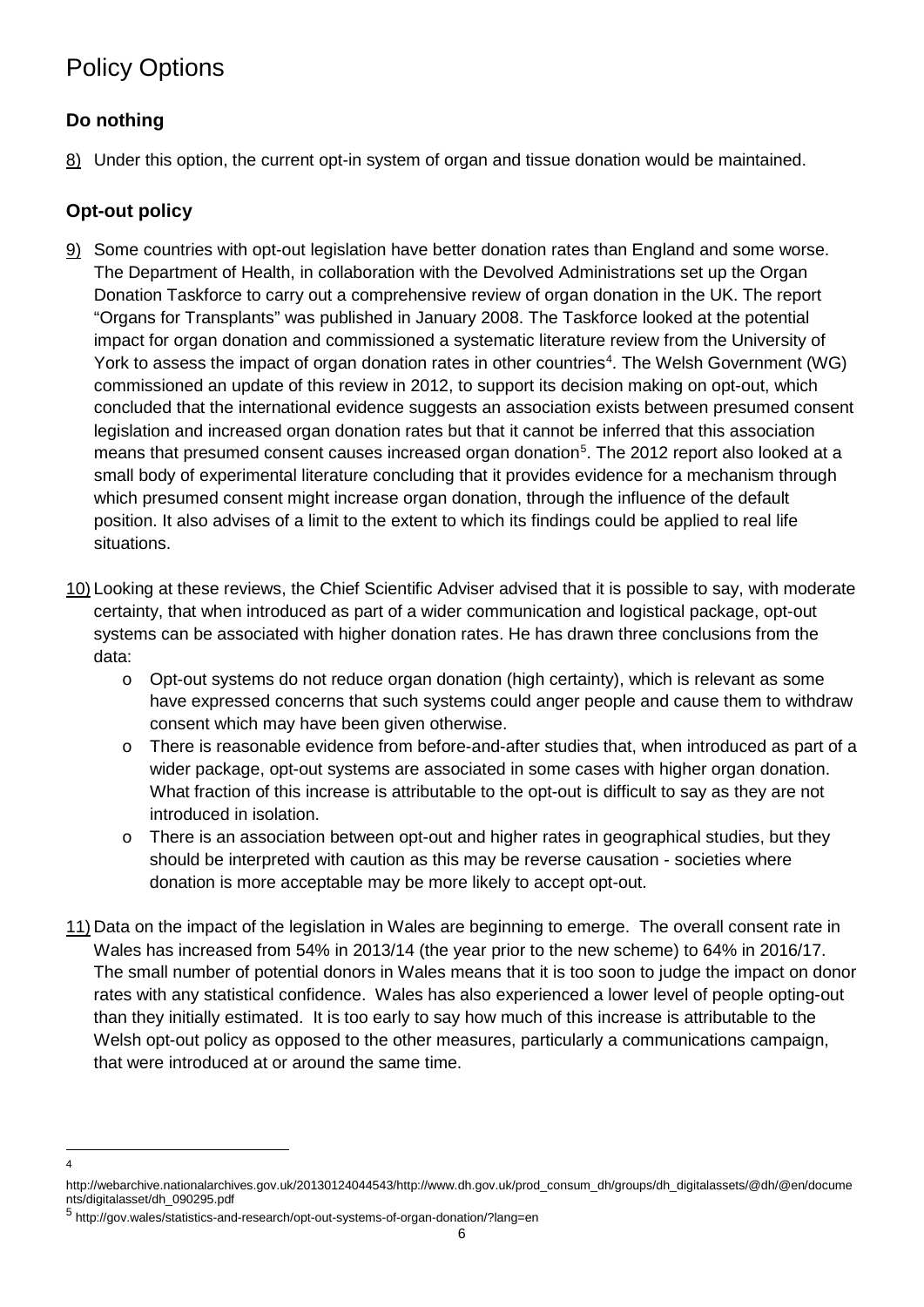# Policy Options

## Do nothing

8) Under this option, the current opt-in system of organ and tissue donation would be maintained.

## Opt-out policy

9) Some countries with opt-out legislation have better donation rates than England and some worse. The Department of Health, in collaboration with the Devolved Administrations set up the Organ Donation Taskforce to carry out a comprehensive review of organ donation in the UK. The report "Organs for Transplants" was published in January 2008. The Taskforce looked at the potential impact for organ donation and commissioned a systematic literature review from the University of York to assess the impact of organ donation rates in other countries[4]. The Welsh Government (WG) commissioned an update of this review in 2012, to support its decision making on opt-out, which concluded that the international evidence suggests an association exists between presumed consent legislation and increased organ donation rates but that it cannot be inferred that this association means that presumed consent causes increased organ donation[5]. The 2012 report also looked at a small body of experimental literature concluding that it provides evidence for a mechanism through which presumed consent might increase organ donation, through the influence of the default position. It also advises of a limit to the extent to which its findings could be applied to real life situations.

10) Looking at these reviews, the Chief Scientific Adviser advised that it is possible to say, with moderate certainty, that when introduced as part of a wider communication and logistical package, opt-out systems can be associated with higher donation rates. He has drawn three conclusions from the data:
    - Opt-out systems do not reduce organ donation (high certainty), which is relevant as some have expressed concerns that such systems could anger people and cause them to withdraw consent which may have been given otherwise.
    - There is reasonable evidence from before-and-after studies that, when introduced as part of a wider package, opt-out systems are associated in some cases with higher organ donation. What fraction of this increase is attributable to the opt-out is difficult to say as they are not introduced in isolation.
    - There is an association between opt-out and higher rates in geographical studies, but they should be interpreted with caution as this may be reverse causation - societies where donation is more acceptable may be more likely to accept opt-out.

11) Data on the impact of the legislation in Wales are beginning to emerge. The overall consent rate in Wales has increased from 54% in 2013/14 (the year prior to the new scheme) to 64% in 2016/17. The small number of potential donors in Wales means that it is too soon to judge the impact on donor rates with any statistical confidence. Wales has also experienced a lower level of people opting-out than they initially estimated. It is too early to say how much of this increase is attributable to the Welsh opt-out policy as opposed to the other measures, particularly a communications campaign, that were introduced at or around the same time.

---

[4] http://webarchive.nationalarchives.gov.uk/20130124044543/http://www.dh.gov.uk/prod_consum_dh/groups/dh_digitalassets/@dh/@en/documents/digitalasset/dh_090295.pdf

[5] http://gov.wales/statistics-and-research/opt-out-systems-of-organ-donation/?lang=en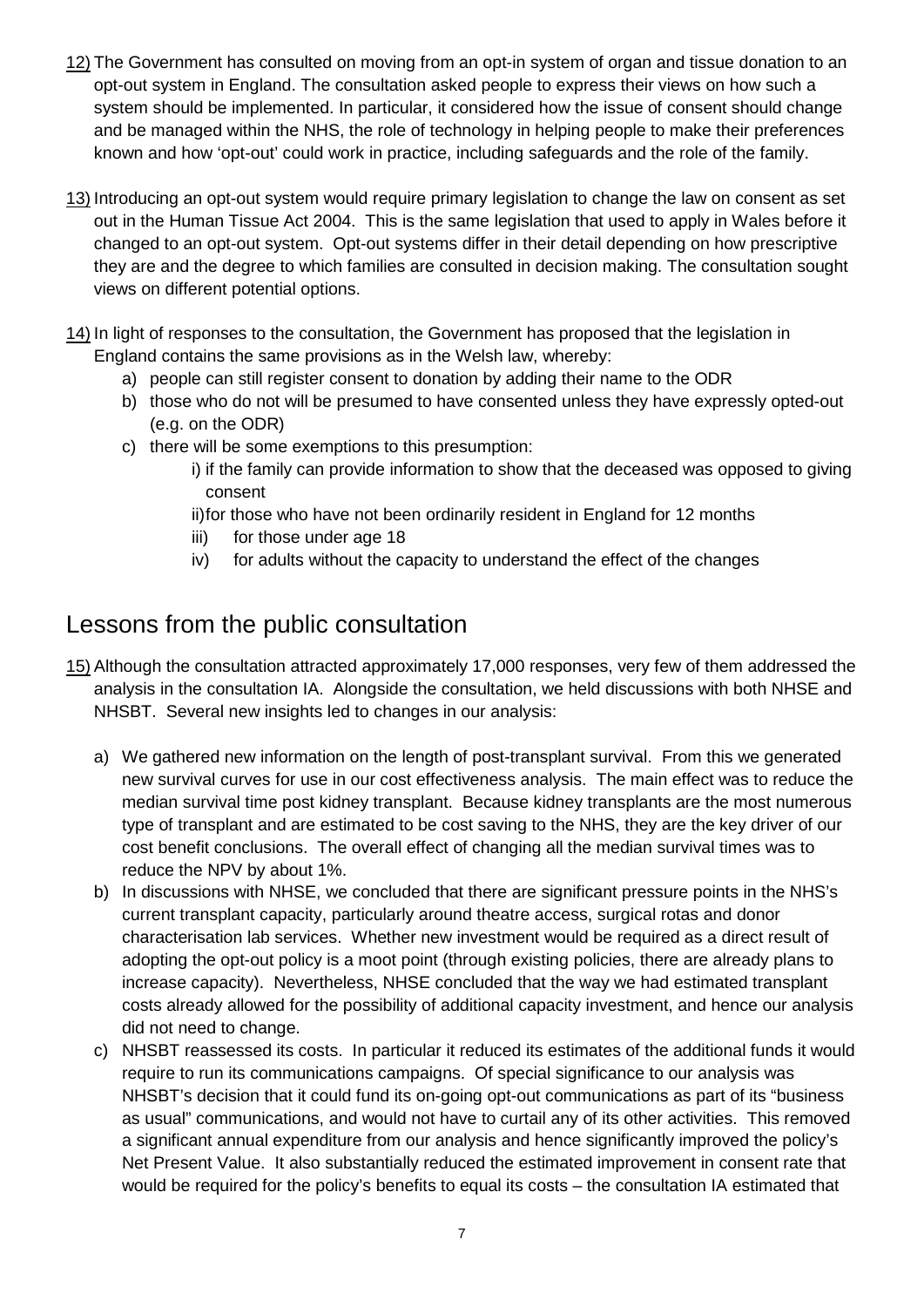12) The Government has consulted on moving from an opt-in system of organ and tissue donation to an opt-out system in England. The consultation asked people to express their views on how such a system should be implemented. In particular, it considered how the issue of consent should change and be managed within the NHS, the role of technology in helping people to make their preferences known and how 'opt-out' could work in practice, including safeguards and the role of the family.

13) Introducing an opt-out system would require primary legislation to change the law on consent as set out in the Human Tissue Act 2004. This is the same legislation that used to apply in Wales before it changed to an opt-out system. Opt-out systems differ in their detail depending on how prescriptive they are and the degree to which families are consulted in decision making. The consultation sought views on different potential options.

14) In light of responses to the consultation, the Government has proposed that the legislation in England contains the same provisions as in the Welsh law, whereby:
   a) people can still register consent to donation by adding their name to the ODR
   b) those who do not will be presumed to have consented unless they have expressly opted-out (e.g. on the ODR)
   c) there will be some exemptions to this presumption:
      i) if the family can provide information to show that the deceased was opposed to giving consent
      ii) for those who have not been ordinarily resident in England for 12 months
      iii) for those under age 18
      iv) for adults without the capacity to understand the effect of the changes

## Lessons from the public consultation

15) Although the consultation attracted approximately 17,000 responses, very few of them addressed the analysis in the consultation IA. Alongside the consultation, we held discussions with both NHSE and NHSBT. Several new insights led to changes in our analysis:

   a) We gathered new information on the length of post-transplant survival. From this we generated new survival curves for use in our cost effectiveness analysis. The main effect was to reduce the median survival time post kidney transplant. Because kidney transplants are the most numerous type of transplant and are estimated to be cost saving to the NHS, they are the key driver of our cost benefit conclusions. The overall effect of changing all the median survival times was to reduce the NPV by about 1%.
   b) In discussions with NHSE, we concluded that there are significant pressure points in the NHS's current transplant capacity, particularly around theatre access, surgical rotas and donor characterisation lab services. Whether new investment would be required as a direct result of adopting the opt-out policy is a moot point (through existing policies, there are already plans to increase capacity). Nevertheless, NHSE concluded that the way we had estimated transplant costs already allowed for the possibility of additional capacity investment, and hence our analysis did not need to change.
   c) NHSBT reassessed its costs. In particular it reduced its estimates of the additional funds it would require to run its communications campaigns. Of special significance to our analysis was NHSBT's decision that it could fund its on-going opt-out communications as part of its "business as usual" communications, and would not have to curtail any of its other activities. This removed a significant annual expenditure from our analysis and hence significantly improved the policy's Net Present Value. It also substantially reduced the estimated improvement in consent rate that would be required for the policy's benefits to equal its costs – the consultation IA estimated that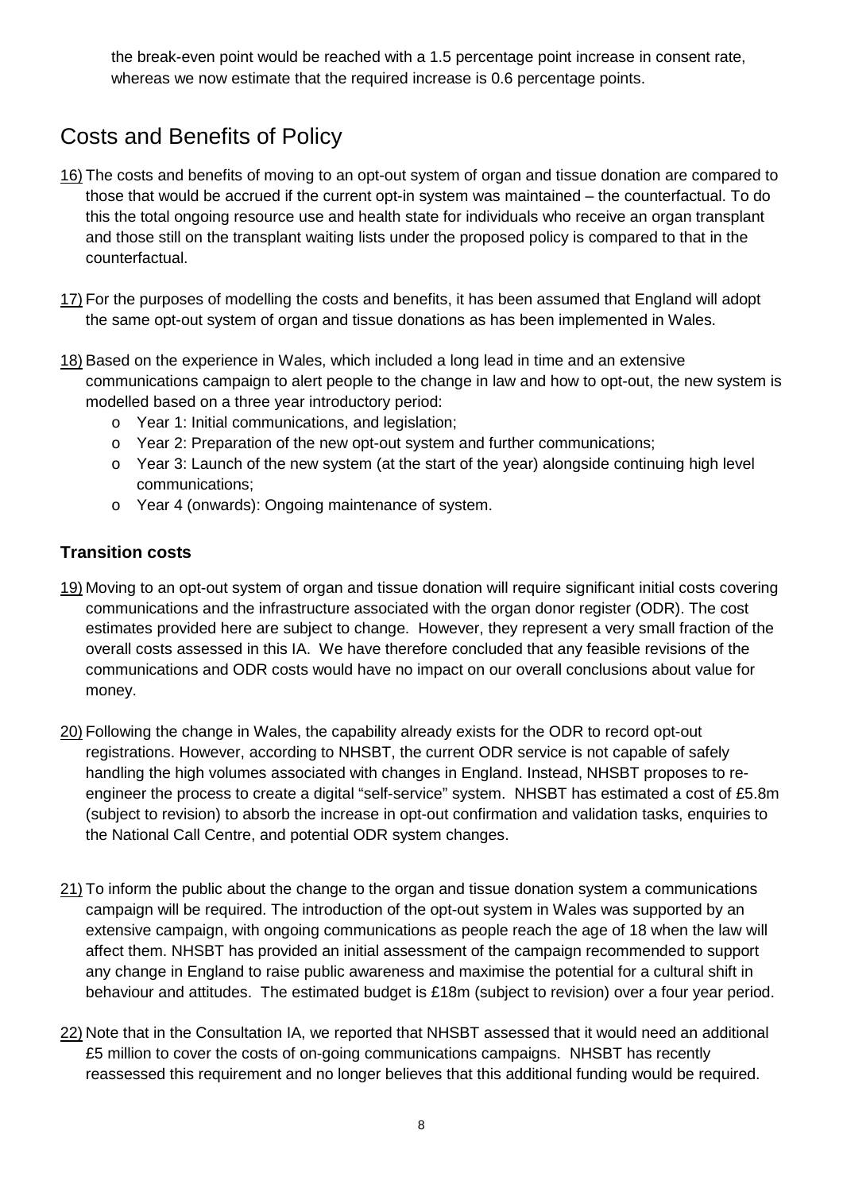the break-even point would be reached with a 1.5 percentage point increase in consent rate, whereas we now estimate that the required increase is 0.6 percentage points.

## Costs and Benefits of Policy

16) The costs and benefits of moving to an opt-out system of organ and tissue donation are compared to those that would be accrued if the current opt-in system was maintained – the counterfactual. To do this the total ongoing resource use and health state for individuals who receive an organ transplant and those still on the transplant waiting lists under the proposed policy is compared to that in the counterfactual.

17) For the purposes of modelling the costs and benefits, it has been assumed that England will adopt the same opt-out system of organ and tissue donations as has been implemented in Wales.

18) Based on the experience in Wales, which included a long lead in time and an extensive communications campaign to alert people to the change in law and how to opt-out, the new system is modelled based on a three year introductory period:
   - Year 1: Initial communications, and legislation;
   - Year 2: Preparation of the new opt-out system and further communications;
   - Year 3: Launch of the new system (at the start of the year) alongside continuing high level communications;
   - Year 4 (onwards): Ongoing maintenance of system.

### Transition costs

19) Moving to an opt-out system of organ and tissue donation will require significant initial costs covering communications and the infrastructure associated with the organ donor register (ODR). The cost estimates provided here are subject to change. However, they represent a very small fraction of the overall costs assessed in this IA. We have therefore concluded that any feasible revisions of the communications and ODR costs would have no impact on our overall conclusions about value for money.

20) Following the change in Wales, the capability already exists for the ODR to record opt-out registrations. However, according to NHSBT, the current ODR service is not capable of safely handling the high volumes associated with changes in England. Instead, NHSBT proposes to re-engineer the process to create a digital "self-service" system. NHSBT has estimated a cost of £5.8m (subject to revision) to absorb the increase in opt-out confirmation and validation tasks, enquiries to the National Call Centre, and potential ODR system changes.

21) To inform the public about the change to the organ and tissue donation system a communications campaign will be required. The introduction of the opt-out system in Wales was supported by an extensive campaign, with ongoing communications as people reach the age of 18 when the law will affect them. NHSBT has provided an initial assessment of the campaign recommended to support any change in England to raise public awareness and maximise the potential for a cultural shift in behaviour and attitudes. The estimated budget is £18m (subject to revision) over a four year period.

22) Note that in the Consultation IA, we reported that NHSBT assessed that it would need an additional £5 million to cover the costs of on-going communications campaigns. NHSBT has recently reassessed this requirement and no longer believes that this additional funding would be required.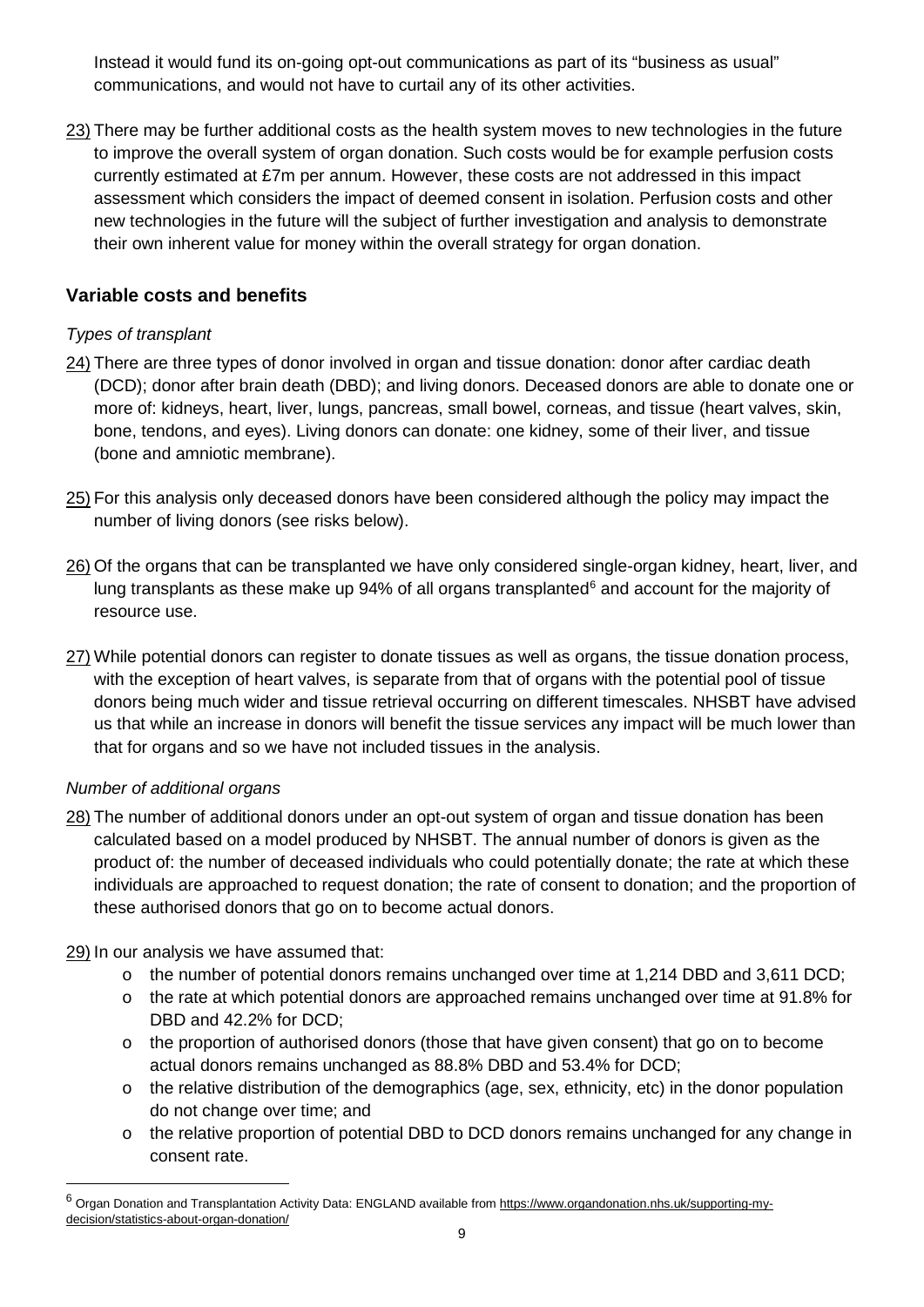Instead it would fund its on-going opt-out communications as part of its "business as usual" communications, and would not have to curtail any of its other activities.

23) There may be further additional costs as the health system moves to new technologies in the future to improve the overall system of organ donation. Such costs would be for example perfusion costs currently estimated at £7m per annum. However, these costs are not addressed in this impact assessment which considers the impact of deemed consent in isolation. Perfusion costs and other new technologies in the future will the subject of further investigation and analysis to demonstrate their own inherent value for money within the overall strategy for organ donation.

## Variable costs and benefits

*Types of transplant*

24) There are three types of donor involved in organ and tissue donation: donor after cardiac death (DCD); donor after brain death (DBD); and living donors. Deceased donors are able to donate one or more of: kidneys, heart, liver, lungs, pancreas, small bowel, corneas, and tissue (heart valves, skin, bone, tendons, and eyes). Living donors can donate: one kidney, some of their liver, and tissue (bone and amniotic membrane).

25) For this analysis only deceased donors have been considered although the policy may impact the number of living donors (see risks below).

26) Of the organs that can be transplanted we have only considered single-organ kidney, heart, liver, and lung transplants as these make up 94% of all organs transplanted[6] and account for the majority of resource use.

27) While potential donors can register to donate tissues as well as organs, the tissue donation process, with the exception of heart valves, is separate from that of organs with the potential pool of tissue donors being much wider and tissue retrieval occurring on different timescales. NHSBT have advised us that while an increase in donors will benefit the tissue services any impact will be much lower than that for organs and so we have not included tissues in the analysis.

*Number of additional organs*

28) The number of additional donors under an opt-out system of organ and tissue donation has been calculated based on a model produced by NHSBT. The annual number of donors is given as the product of: the number of deceased individuals who could potentially donate; the rate at which these individuals are approached to request donation; the rate of consent to donation; and the proportion of these authorised donors that go on to become actual donors.

29) In our analysis we have assumed that:
   - the number of potential donors remains unchanged over time at 1,214 DBD and 3,611 DCD;
   - the rate at which potential donors are approached remains unchanged over time at 91.8% for DBD and 42.2% for DCD;
   - the proportion of authorised donors (those that have given consent) that go on to become actual donors remains unchanged as 88.8% DBD and 53.4% for DCD;
   - the relative distribution of the demographics (age, sex, ethnicity, etc) in the donor population do not change over time; and
   - the relative proportion of potential DBD to DCD donors remains unchanged for any change in consent rate.

[6] Organ Donation and Transplantation Activity Data: ENGLAND available from https://www.organdonation.nhs.uk/supporting-my-decision/statistics-about-organ-donation/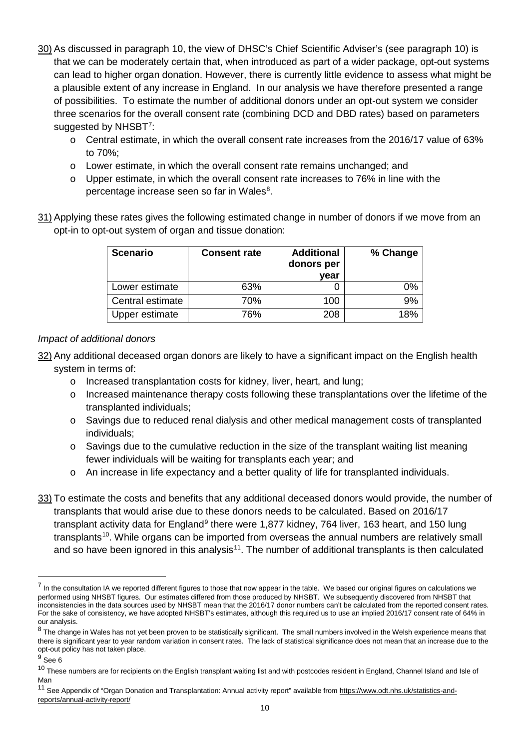30) As discussed in paragraph 10, the view of DHSC's Chief Scientific Adviser's (see paragraph 10) is that we can be moderately certain that, when introduced as part of a wider package, opt-out systems can lead to higher organ donation. However, there is currently little evidence to assess what might be a plausible extent of any increase in England. In our analysis we have therefore presented a range of possibilities. To estimate the number of additional donors under an opt-out system we consider three scenarios for the overall consent rate (combining DCD and DBD rates) based on parameters suggested by NHSBT[7]:
    - Central estimate, in which the overall consent rate increases from the 2016/17 value of 63% to 70%;
    - Lower estimate, in which the overall consent rate remains unchanged; and
    - Upper estimate, in which the overall consent rate increases to 76% in line with the percentage increase seen so far in Wales[8].

31) Applying these rates gives the following estimated change in number of donors if we move from an opt-in to opt-out system of organ and tissue donation:

| Scenario | Consent rate | Additional donors per year | % Change |
|---|---|---|---|
| Lower estimate | 63% | 0 | 0% |
| Central estimate | 70% | 100 | 9% |
| Upper estimate | 76% | 208 | 18% |

*Impact of additional donors*

32) Any additional deceased organ donors are likely to have a significant impact on the English health system in terms of:
    - Increased transplantation costs for kidney, liver, heart, and lung;
    - Increased maintenance therapy costs following these transplantations over the lifetime of the transplanted individuals;
    - Savings due to reduced renal dialysis and other medical management costs of transplanted individuals;
    - Savings due to the cumulative reduction in the size of the transplant waiting list meaning fewer individuals will be waiting for transplants each year; and
    - An increase in life expectancy and a better quality of life for transplanted individuals.

33) To estimate the costs and benefits that any additional deceased donors would provide, the number of transplants that would arise due to these donors needs to be calculated. Based on 2016/17 transplant activity data for England[9] there were 1,877 kidney, 764 liver, 163 heart, and 150 lung transplants[10]. While organs can be imported from overseas the annual numbers are relatively small and so have been ignored in this analysis[11]. The number of additional transplants is then calculated

---

[7] In the consultation IA we reported different figures to those that now appear in the table. We based our original figures on calculations we performed using NHSBT figures. Our estimates differed from those produced by NHSBT. We subsequently discovered from NHSBT that inconsistencies in the data sources used by NHSBT mean that the 2016/17 donor numbers can't be calculated from the reported consent rates. For the sake of consistency, we have adopted NHSBT's estimates, although this required us to use an implied 2016/17 consent rate of 64% in our analysis.

[8] The change in Wales has not yet been proven to be statistically significant. The small numbers involved in the Welsh experience means that there is significant year to year random variation in consent rates. The lack of statistical significance does not mean that an increase due to the opt-out policy has not taken place.

[9] See 6

[10] These numbers are for recipients on the English transplant waiting list and with postcodes resident in England, Channel Island and Isle of Man

[11] See Appendix of "Organ Donation and Transplantation: Annual activity report" available from https://www.odt.nhs.uk/statistics-and-reports/annual-activity-report/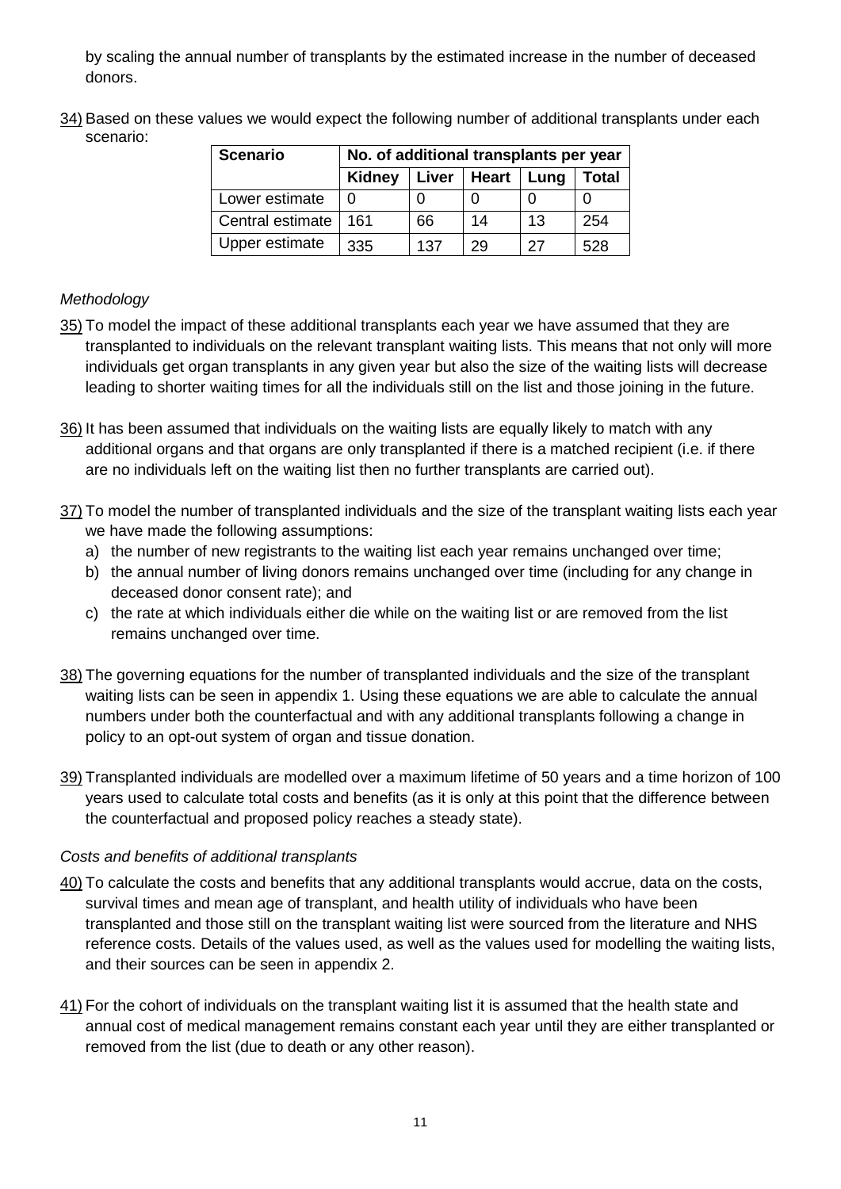by scaling the annual number of transplants by the estimated increase in the number of deceased donors.

34) Based on these values we would expect the following number of additional transplants under each scenario:

| Scenario | No. of additional transplants per year | | | | |
|---|---|---|---|---|---|
| | Kidney | Liver | Heart | Lung | Total |
| Lower estimate | 0 | 0 | 0 | 0 | 0 |
| Central estimate | 161 | 66 | 14 | 13 | 254 |
| Upper estimate | 335 | 137 | 29 | 27 | 528 |

*Methodology*

35) To model the impact of these additional transplants each year we have assumed that they are transplanted to individuals on the relevant transplant waiting lists. This means that not only will more individuals get organ transplants in any given year but also the size of the waiting lists will decrease leading to shorter waiting times for all the individuals still on the list and those joining in the future.

36) It has been assumed that individuals on the waiting lists are equally likely to match with any additional organs and that organs are only transplanted if there is a matched recipient (i.e. if there are no individuals left on the waiting list then no further transplants are carried out).

37) To model the number of transplanted individuals and the size of the transplant waiting lists each year we have made the following assumptions:

a) the number of new registrants to the waiting list each year remains unchanged over time;
b) the annual number of living donors remains unchanged over time (including for any change in deceased donor consent rate); and
c) the rate at which individuals either die while on the waiting list or are removed from the list remains unchanged over time.

38) The governing equations for the number of transplanted individuals and the size of the transplant waiting lists can be seen in appendix 1. Using these equations we are able to calculate the annual numbers under both the counterfactual and with any additional transplants following a change in policy to an opt-out system of organ and tissue donation.

39) Transplanted individuals are modelled over a maximum lifetime of 50 years and a time horizon of 100 years used to calculate total costs and benefits (as it is only at this point that the difference between the counterfactual and proposed policy reaches a steady state).

*Costs and benefits of additional transplants*

40) To calculate the costs and benefits that any additional transplants would accrue, data on the costs, survival times and mean age of transplant, and health utility of individuals who have been transplanted and those still on the transplant waiting list were sourced from the literature and NHS reference costs. Details of the values used, as well as the values used for modelling the waiting lists, and their sources can be seen in appendix 2.

41) For the cohort of individuals on the transplant waiting list it is assumed that the health state and annual cost of medical management remains constant each year until they are either transplanted or removed from the list (due to death or any other reason).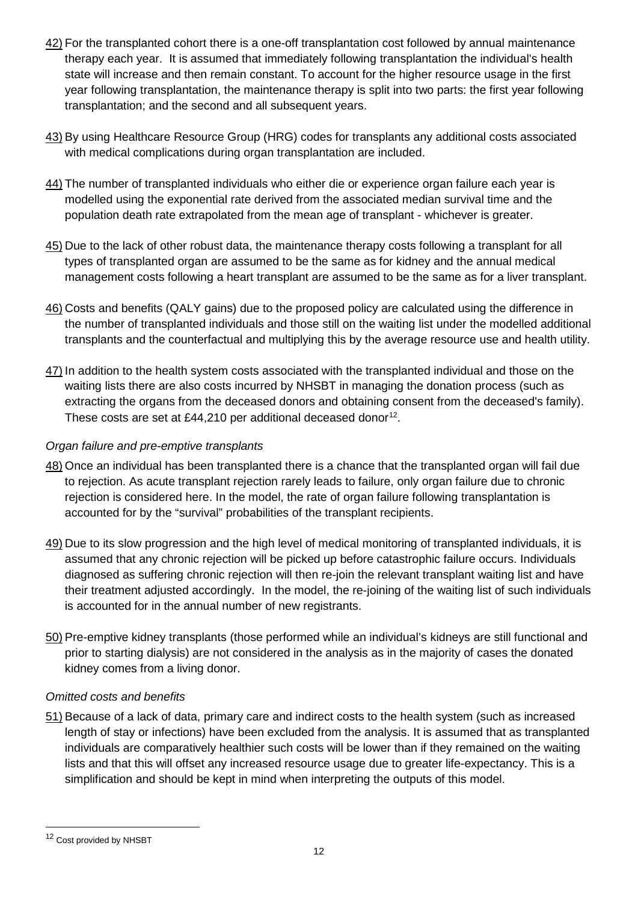42) For the transplanted cohort there is a one-off transplantation cost followed by annual maintenance therapy each year. It is assumed that immediately following transplantation the individual's health state will increase and then remain constant. To account for the higher resource usage in the first year following transplantation, the maintenance therapy is split into two parts: the first year following transplantation; and the second and all subsequent years.

43) By using Healthcare Resource Group (HRG) codes for transplants any additional costs associated with medical complications during organ transplantation are included.

44) The number of transplanted individuals who either die or experience organ failure each year is modelled using the exponential rate derived from the associated median survival time and the population death rate extrapolated from the mean age of transplant - whichever is greater.

45) Due to the lack of other robust data, the maintenance therapy costs following a transplant for all types of transplanted organ are assumed to be the same as for kidney and the annual medical management costs following a heart transplant are assumed to be the same as for a liver transplant.

46) Costs and benefits (QALY gains) due to the proposed policy are calculated using the difference in the number of transplanted individuals and those still on the waiting list under the modelled additional transplants and the counterfactual and multiplying this by the average resource use and health utility.

47) In addition to the health system costs associated with the transplanted individual and those on the waiting lists there are also costs incurred by NHSBT in managing the donation process (such as extracting the organs from the deceased donors and obtaining consent from the deceased's family). These costs are set at £44,210 per additional deceased donor[12].

*Organ failure and pre-emptive transplants*

48) Once an individual has been transplanted there is a chance that the transplanted organ will fail due to rejection. As acute transplant rejection rarely leads to failure, only organ failure due to chronic rejection is considered here. In the model, the rate of organ failure following transplantation is accounted for by the "survival" probabilities of the transplant recipients.

49) Due to its slow progression and the high level of medical monitoring of transplanted individuals, it is assumed that any chronic rejection will be picked up before catastrophic failure occurs. Individuals diagnosed as suffering chronic rejection will then re-join the relevant transplant waiting list and have their treatment adjusted accordingly. In the model, the re-joining of the waiting list of such individuals is accounted for in the annual number of new registrants.

50) Pre-emptive kidney transplants (those performed while an individual's kidneys are still functional and prior to starting dialysis) are not considered in the analysis as in the majority of cases the donated kidney comes from a living donor.

*Omitted costs and benefits*

51) Because of a lack of data, primary care and indirect costs to the health system (such as increased length of stay or infections) have been excluded from the analysis. It is assumed that as transplanted individuals are comparatively healthier such costs will be lower than if they remained on the waiting lists and that this will offset any increased resource usage due to greater life-expectancy. This is a simplification and should be kept in mind when interpreting the outputs of this model.

[12] Cost provided by NHSBT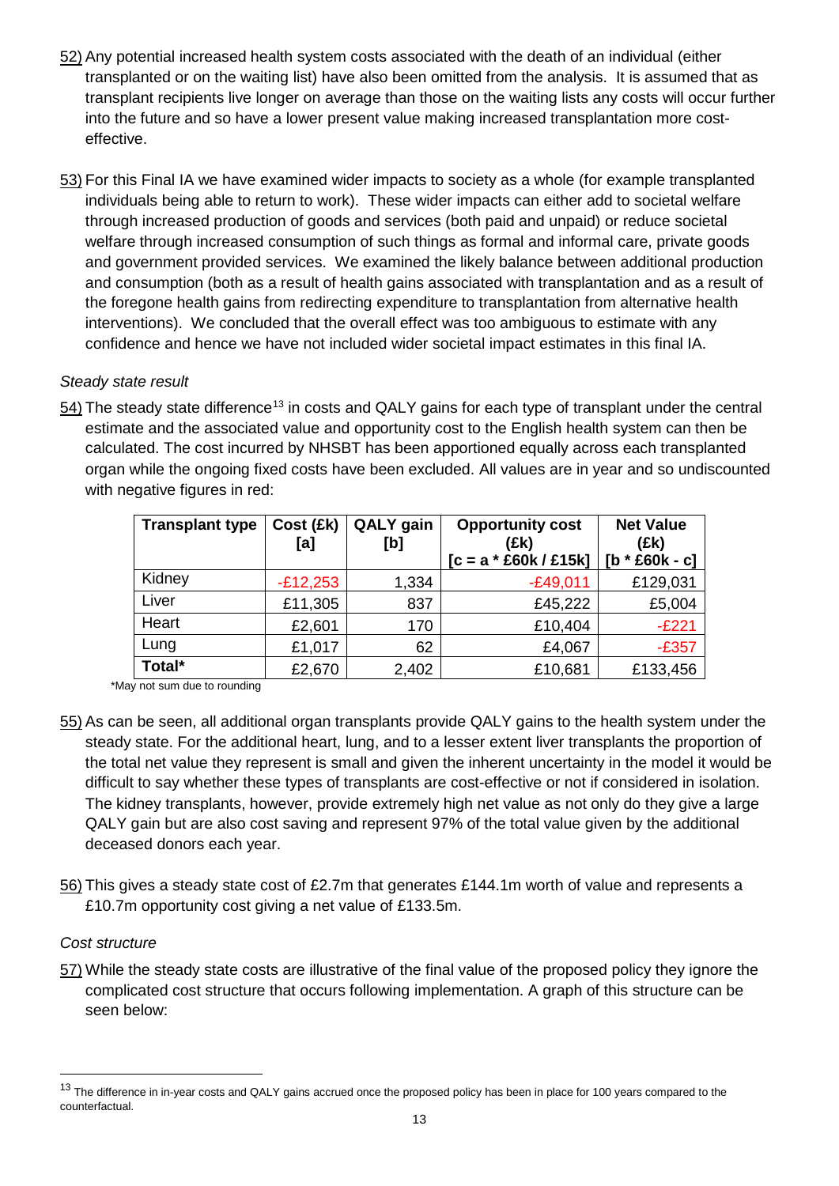52) Any potential increased health system costs associated with the death of an individual (either transplanted or on the waiting list) have also been omitted from the analysis. It is assumed that as transplant recipients live longer on average than those on the waiting lists any costs will occur further into the future and so have a lower present value making increased transplantation more cost-effective.

53) For this Final IA we have examined wider impacts to society as a whole (for example transplanted individuals being able to return to work). These wider impacts can either add to societal welfare through increased production of goods and services (both paid and unpaid) or reduce societal welfare through increased consumption of such things as formal and informal care, private goods and government provided services. We examined the likely balance between additional production and consumption (both as a result of health gains associated with transplantation and as a result of the foregone health gains from redirecting expenditure to transplantation from alternative health interventions). We concluded that the overall effect was too ambiguous to estimate with any confidence and hence we have not included wider societal impact estimates in this final IA.

*Steady state result*

54) The steady state difference[13] in costs and QALY gains for each type of transplant under the central estimate and the associated value and opportunity cost to the English health system can then be calculated. The cost incurred by NHSBT has been apportioned equally across each transplanted organ while the ongoing fixed costs have been excluded. All values are in year and so undiscounted with negative figures in red:

| Transplant type | Cost (£k) [a] | QALY gain [b] | Opportunity cost (£k) [c = a * £60k / £15k] | Net Value (£k) [b * £60k - c] |
|---|---|---|---|---|
| Kidney | -£12,253 | 1,334 | -£49,011 | £129,031 |
| Liver | £11,305 | 837 | £45,222 | £5,004 |
| Heart | £2,601 | 170 | £10,404 | -£221 |
| Lung | £1,017 | 62 | £4,067 | -£357 |
| **Total*** | £2,670 | 2,402 | £10,681 | £133,456 |

*May not sum due to rounding

55) As can be seen, all additional organ transplants provide QALY gains to the health system under the steady state. For the additional heart, lung, and to a lesser extent liver transplants the proportion of the total net value they represent is small and given the inherent uncertainty in the model it would be difficult to say whether these types of transplants are cost-effective or not if considered in isolation. The kidney transplants, however, provide extremely high net value as not only do they give a large QALY gain but are also cost saving and represent 97% of the total value given by the additional deceased donors each year.

56) This gives a steady state cost of £2.7m that generates £144.1m worth of value and represents a £10.7m opportunity cost giving a net value of £133.5m.

*Cost structure*

57) While the steady state costs are illustrative of the final value of the proposed policy they ignore the complicated cost structure that occurs following implementation. A graph of this structure can be seen below:

[13] The difference in in-year costs and QALY gains accrued once the proposed policy has been in place for 100 years compared to the counterfactual.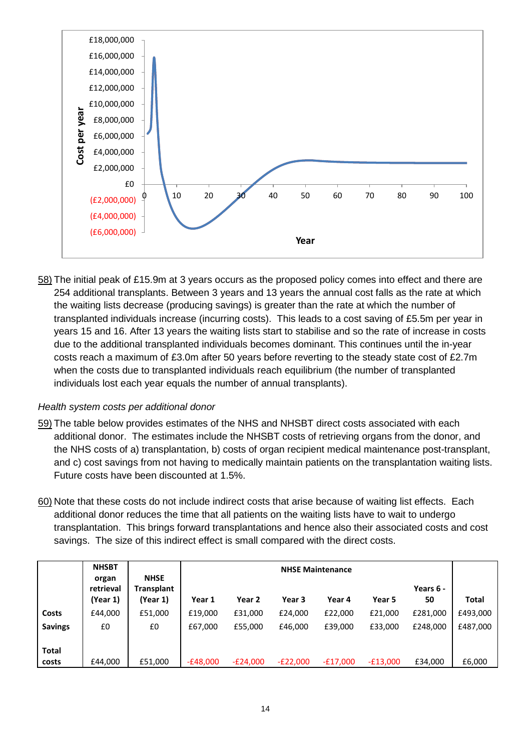£18,000,000
£16,000,000
£14,000,000
£12,000,000
£10,000,000
£8,000,000
£6,000,000
£4,000,000
£2,000,000
£0
(£2,000,000)
(£4,000,000)
(£6,000,000)

Cost per year

0 10 20 30 40 50 60 70 80 90 100

Year

58) The initial peak of £15.9m at 3 years occurs as the proposed policy comes into effect and there are 254 additional transplants. Between 3 years and 13 years the annual cost falls as the rate at which the waiting lists decrease (producing savings) is greater than the rate at which the number of transplanted individuals increase (incurring costs). This leads to a cost saving of £5.5m per year in years 15 and 16. After 13 years the waiting lists start to stabilise and so the rate of increase in costs due to the additional transplanted individuals becomes dominant. This continues until the in-year costs reach a maximum of £3.0m after 50 years before reverting to the steady state cost of £2.7m when the costs due to transplanted individuals reach equilibrium (the number of transplanted individuals lost each year equals the number of annual transplants).

*Health system costs per additional donor*

59) The table below provides estimates of the NHS and NHSBT direct costs associated with each additional donor. The estimates include the NHSBT costs of retrieving organs from the donor, and the NHS costs of a) transplantation, b) costs of organ recipient medical maintenance post-transplant, and c) cost savings from not having to medically maintain patients on the transplantation waiting lists. Future costs have been discounted at 1.5%.

60) Note that these costs do not include indirect costs that arise because of waiting list effects. Each additional donor reduces the time that all patients on the waiting lists have to wait to undergo transplantation. This brings forward transplantations and hence also their associated costs and cost savings. The size of this indirect effect is small compared with the direct costs.

| | NHSBT organ retrieval (Year 1) | NHSE Transplant (Year 1) | NHSE Maintenance | | | | | | Total |
|---|---|---|---|---|---|---|---|---|---|
| | | | Year 1 | Year 2 | Year 3 | Year 4 | Year 5 | Years 6 - 50 | |
| Costs | £44,000 | £51,000 | £19,000 | £31,000 | £24,000 | £22,000 | £21,000 | £281,000 | £493,000 |
| Savings | £0 | £0 | £67,000 | £55,000 | £46,000 | £39,000 | £33,000 | £248,000 | £487,000 |
| Total costs | £44,000 | £51,000 | -£48,000 | -£24,000 | -£22,000 | -£17,000 | -£13,000 | £34,000 | £6,000 |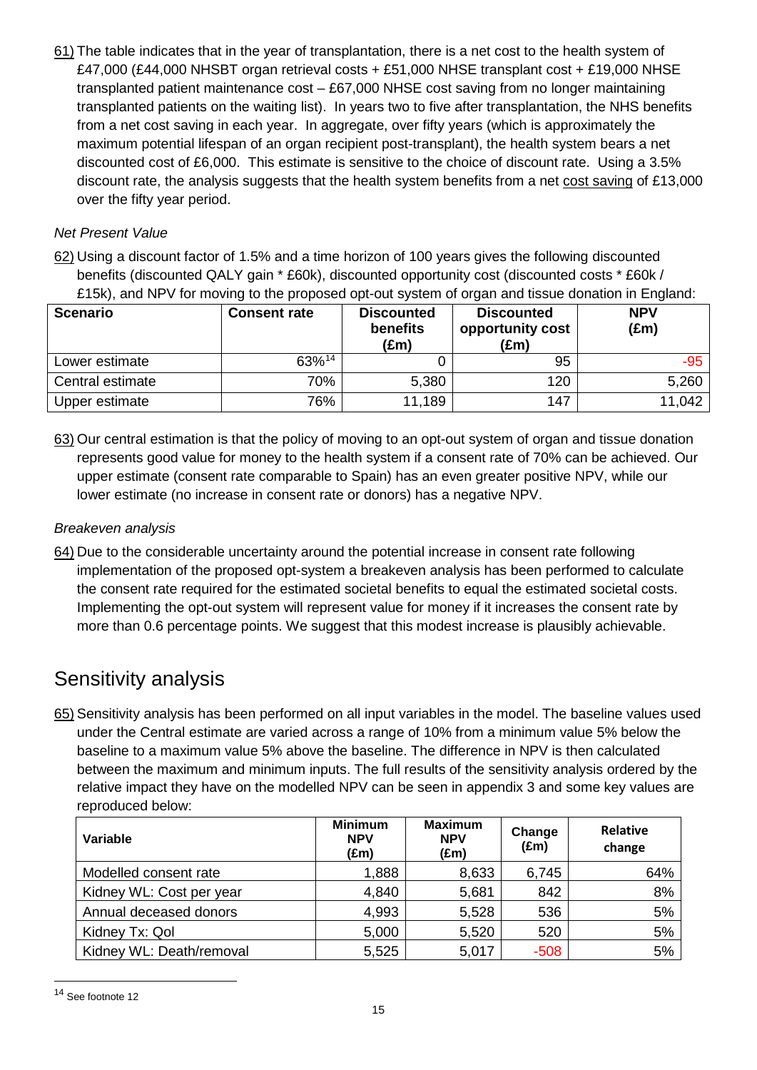61) The table indicates that in the year of transplantation, there is a net cost to the health system of £47,000 (£44,000 NHSBT organ retrieval costs + £51,000 NHSE transplant cost + £19,000 NHSE transplanted patient maintenance cost – £67,000 NHSE cost saving from no longer maintaining transplanted patients on the waiting list). In years two to five after transplantation, the NHS benefits from a net cost saving in each year. In aggregate, over fifty years (which is approximately the maximum potential lifespan of an organ recipient post-transplant), the health system bears a net discounted cost of £6,000. This estimate is sensitive to the choice of discount rate. Using a 3.5% discount rate, the analysis suggests that the health system benefits from a net cost saving of £13,000 over the fifty year period.

*Net Present Value*

62) Using a discount factor of 1.5% and a time horizon of 100 years gives the following discounted benefits (discounted QALY gain * £60k), discounted opportunity cost (discounted costs * £60k / £15k), and NPV for moving to the proposed opt-out system of organ and tissue donation in England:

| Scenario | Consent rate | Discounted benefits (£m) | Discounted opportunity cost (£m) | NPV (£m) |
|---|---|---|---|---|
| Lower estimate | 63%[14] | 0 | 95 | -95 |
| Central estimate | 70% | 5,380 | 120 | 5,260 |
| Upper estimate | 76% | 11,189 | 147 | 11,042 |

63) Our central estimation is that the policy of moving to an opt-out system of organ and tissue donation represents good value for money to the health system if a consent rate of 70% can be achieved. Our upper estimate (consent rate comparable to Spain) has an even greater positive NPV, while our lower estimate (no increase in consent rate or donors) has a negative NPV.

*Breakeven analysis*

64) Due to the considerable uncertainty around the potential increase in consent rate following implementation of the proposed opt-system a breakeven analysis has been performed to calculate the consent rate required for the estimated societal benefits to equal the estimated societal costs. Implementing the opt-out system will represent value for money if it increases the consent rate by more than 0.6 percentage points. We suggest that this modest increase is plausibly achievable.

# Sensitivity analysis

65) Sensitivity analysis has been performed on all input variables in the model. The baseline values used under the Central estimate are varied across a range of 10% from a minimum value 5% below the baseline to a maximum value 5% above the baseline. The difference in NPV is then calculated between the maximum and minimum inputs. The full results of the sensitivity analysis ordered by the relative impact they have on the modelled NPV can be seen in appendix 3 and some key values are reproduced below:

| Variable | Minimum NPV (£m) | Maximum NPV (£m) | Change (£m) | Relative change |
|---|---|---|---|---|
| Modelled consent rate | 1,888 | 8,633 | 6,745 | 64% |
| Kidney WL: Cost per year | 4,840 | 5,681 | 842 | 8% |
| Annual deceased donors | 4,993 | 5,528 | 536 | 5% |
| Kidney Tx: Qol | 5,000 | 5,520 | 520 | 5% |
| Kidney WL: Death/removal | 5,525 | 5,017 | -508 | 5% |

[14] See footnote 12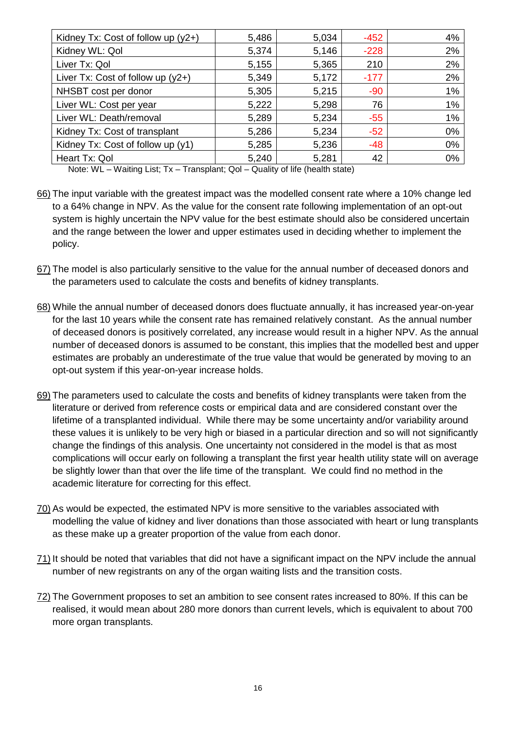| | | | | |
|---|---|---|---|---|
| Kidney Tx: Cost of follow up (y2+) | 5,486 | 5,034 | -452 | 4% |
| Kidney WL: Qol | 5,374 | 5,146 | -228 | 2% |
| Liver Tx: Qol | 5,155 | 5,365 | 210 | 2% |
| Liver Tx: Cost of follow up (y2+) | 5,349 | 5,172 | -177 | 2% |
| NHSBT cost per donor | 5,305 | 5,215 | -90 | 1% |
| Liver WL: Cost per year | 5,222 | 5,298 | 76 | 1% |
| Liver WL: Death/removal | 5,289 | 5,234 | -55 | 1% |
| Kidney Tx: Cost of transplant | 5,286 | 5,234 | -52 | 0% |
| Kidney Tx: Cost of follow up (y1) | 5,285 | 5,236 | -48 | 0% |
| Heart Tx: Qol | 5,240 | 5,281 | 42 | 0% |

Note: WL – Waiting List; Tx – Transplant; Qol – Quality of life (health state)

66) The input variable with the greatest impact was the modelled consent rate where a 10% change led to a 64% change in NPV. As the value for the consent rate following implementation of an opt-out system is highly uncertain the NPV value for the best estimate should also be considered uncertain and the range between the lower and upper estimates used in deciding whether to implement the policy.

67) The model is also particularly sensitive to the value for the annual number of deceased donors and the parameters used to calculate the costs and benefits of kidney transplants.

68) While the annual number of deceased donors does fluctuate annually, it has increased year-on-year for the last 10 years while the consent rate has remained relatively constant. As the annual number of deceased donors is positively correlated, any increase would result in a higher NPV. As the annual number of deceased donors is assumed to be constant, this implies that the modelled best and upper estimates are probably an underestimate of the true value that would be generated by moving to an opt-out system if this year-on-year increase holds.

69) The parameters used to calculate the costs and benefits of kidney transplants were taken from the literature or derived from reference costs or empirical data and are considered constant over the lifetime of a transplanted individual. While there may be some uncertainty and/or variability around these values it is unlikely to be very high or biased in a particular direction and so will not significantly change the findings of this analysis. One uncertainty not considered in the model is that as most complications will occur early on following a transplant the first year health utility state will on average be slightly lower than that over the life time of the transplant. We could find no method in the academic literature for correcting for this effect.

70) As would be expected, the estimated NPV is more sensitive to the variables associated with modelling the value of kidney and liver donations than those associated with heart or lung transplants as these make up a greater proportion of the value from each donor.

71) It should be noted that variables that did not have a significant impact on the NPV include the annual number of new registrants on any of the organ waiting lists and the transition costs.

72) The Government proposes to set an ambition to see consent rates increased to 80%. If this can be realised, it would mean about 280 more donors than current levels, which is equivalent to about 700 more organ transplants.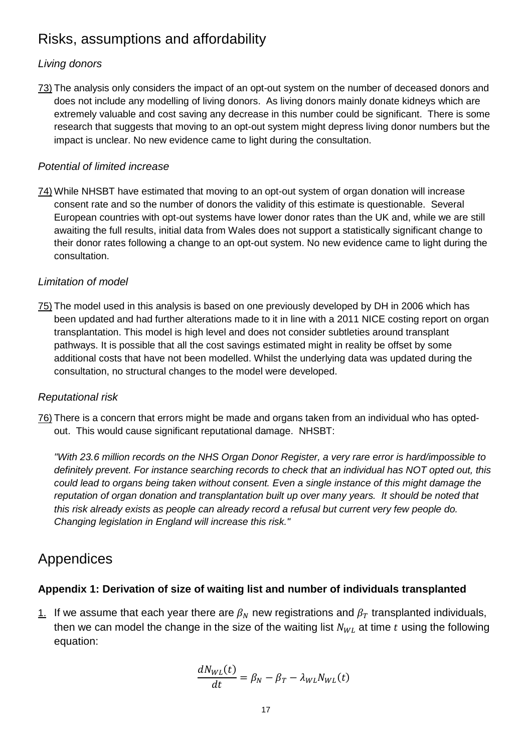## Risks, assumptions and affordability

### *Living donors*

73) The analysis only considers the impact of an opt-out system on the number of deceased donors and does not include any modelling of living donors. As living donors mainly donate kidneys which are extremely valuable and cost saving any decrease in this number could be significant. There is some research that suggests that moving to an opt-out system might depress living donor numbers but the impact is unclear. No new evidence came to light during the consultation.

### *Potential of limited increase*

74) While NHSBT have estimated that moving to an opt-out system of organ donation will increase consent rate and so the number of donors the validity of this estimate is questionable. Several European countries with opt-out systems have lower donor rates than the UK and, while we are still awaiting the full results, initial data from Wales does not support a statistically significant change to their donor rates following a change to an opt-out system. No new evidence came to light during the consultation.

### *Limitation of model*

75) The model used in this analysis is based on one previously developed by DH in 2006 which has been updated and had further alterations made to it in line with a 2011 NICE costing report on organ transplantation. This model is high level and does not consider subtleties around transplant pathways. It is possible that all the cost savings estimated might in reality be offset by some additional costs that have not been modelled. Whilst the underlying data was updated during the consultation, no structural changes to the model were developed.

### *Reputational risk*

76) There is a concern that errors might be made and organs taken from an individual who has opted-out. This would cause significant reputational damage. NHSBT:

*"With 23.6 million records on the NHS Organ Donor Register, a very rare error is hard/impossible to definitely prevent. For instance searching records to check that an individual has NOT opted out, this could lead to organs being taken without consent. Even a single instance of this might damage the reputation of organ donation and transplantation built up over many years. It should be noted that this risk already exists as people can already record a refusal but current very few people do. Changing legislation in England will increase this risk."*

## Appendices

### **Appendix 1: Derivation of size of waiting list and number of individuals transplanted**

1. If we assume that each year there are $\beta_N$ new registrations and $\beta_T$ transplanted individuals, then we can model the change in the size of the waiting list $N_{WL}$ at time $t$ using the following equation:

$$\frac{dN_{WL}(t)}{dt} = \beta_N - \beta_T - \lambda_{WL} N_{WL}(t)$$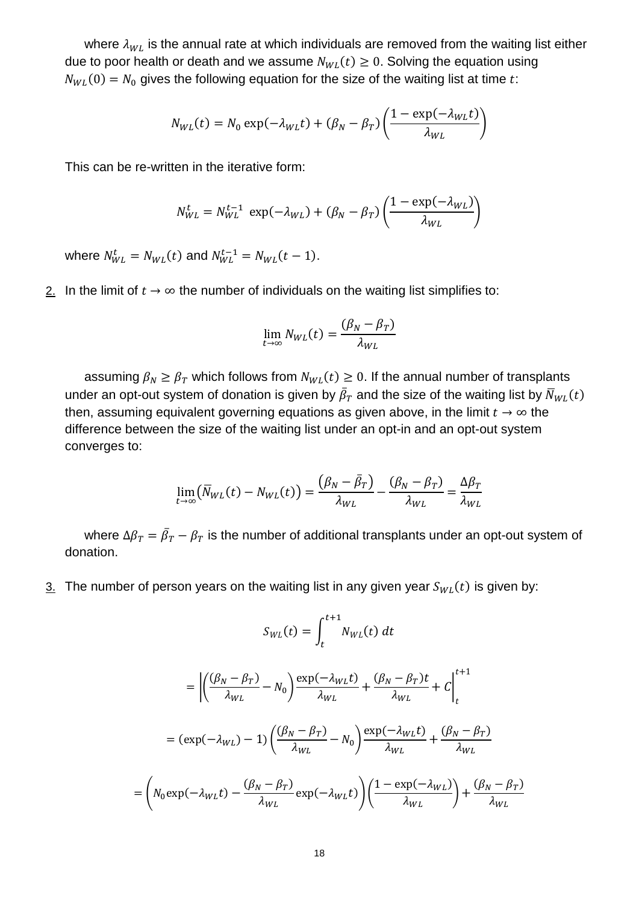where $\lambda_{WL}$ is the annual rate at which individuals are removed from the waiting list either due to poor health or death and we assume $N_{WL}(t) \geq 0$. Solving the equation using $N_{WL}(0) = N_0$ gives the following equation for the size of the waiting list at time $t$:

$$N_{WL}(t) = N_0 \exp(-\lambda_{WL} t) + (\beta_N - \beta_T)\left(\frac{1 - \exp(-\lambda_{WL} t)}{\lambda_{WL}}\right)$$

This can be re-written in the iterative form:

$$N_{WL}^{t} = N_{WL}^{t-1}\ \exp(-\lambda_{WL}) + (\beta_N - \beta_T)\left(\frac{1 - \exp(-\lambda_{WL})}{\lambda_{WL}}\right)$$

where $N_{WL}^{t} = N_{WL}(t)$ and $N_{WL}^{t-1} = N_{WL}(t-1)$.

2. In the limit of $t \to \infty$ the number of individuals on the waiting list simplifies to:

$$\lim_{t \to \infty} N_{WL}(t) = \frac{(\beta_N - \beta_T)}{\lambda_{WL}}$$

assuming $\beta_N \geq \beta_T$ which follows from $N_{WL}(t) \geq 0$. If the annual number of transplants under an opt-out system of donation is given by $\bar{\beta}_T$ and the size of the waiting list by $\bar{N}_{WL}(t)$ then, assuming equivalent governing equations as given above, in the limit $t \to \infty$ the difference between the size of the waiting list under an opt-in and an opt-out system converges to:

$$\lim_{t \to \infty}\left(\bar{N}_{WL}(t) - N_{WL}(t)\right) = \frac{\left(\beta_N - \bar{\beta}_T\right)}{\lambda_{WL}} - \frac{(\beta_N - \beta_T)}{\lambda_{WL}} = \frac{\Delta\beta_T}{\lambda_{WL}}$$

where $\Delta\beta_T = \bar{\beta}_T - \beta_T$ is the number of additional transplants under an opt-out system of donation.

3. The number of person years on the waiting list in any given year $S_{WL}(t)$ is given by:

$$S_{WL}(t) = \int_{t}^{t+1} N_{WL}(t)\, dt$$

$$= \left|\left(\frac{(\beta_N - \beta_T)}{\lambda_{WL}} - N_0\right)\frac{\exp(-\lambda_{WL} t)}{\lambda_{WL}} + \frac{(\beta_N - \beta_T)t}{\lambda_{WL}} + C\right|_{t}^{t+1}$$

$$= (\exp(-\lambda_{WL}) - 1)\left(\frac{(\beta_N - \beta_T)}{\lambda_{WL}} - N_0\right)\frac{\exp(-\lambda_{WL} t)}{\lambda_{WL}} + \frac{(\beta_N - \beta_T)}{\lambda_{WL}}$$

$$= \left(N_0 \exp(-\lambda_{WL} t) - \frac{(\beta_N - \beta_T)}{\lambda_{WL}}\exp(-\lambda_{WL} t)\right)\left(\frac{1 - \exp(-\lambda_{WL})}{\lambda_{WL}}\right) + \frac{(\beta_N - \beta_T)}{\lambda_{WL}}$$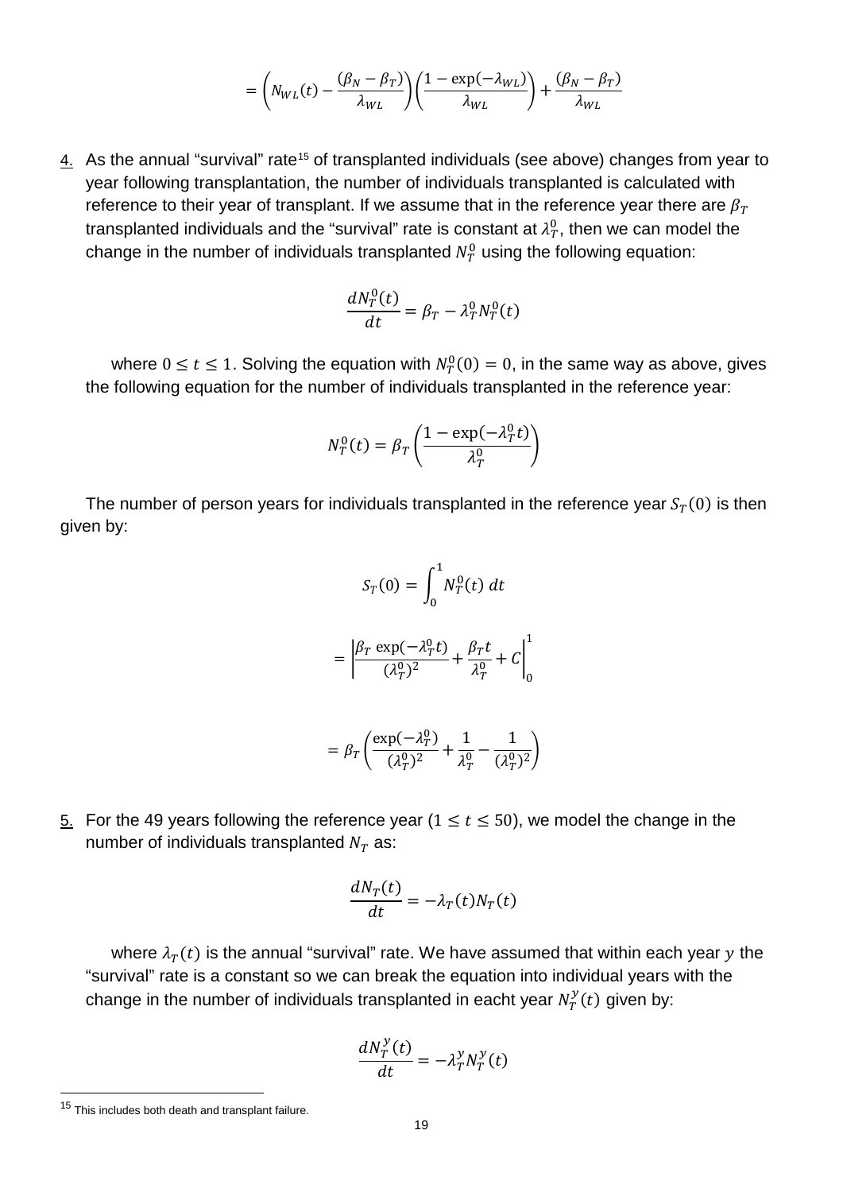$$= \left(N_{WL}(t) - \frac{(\beta_N - \beta_T)}{\lambda_{WL}}\right)\left(\frac{1 - \exp(-\lambda_{WL})}{\lambda_{WL}}\right) + \frac{(\beta_N - \beta_T)}{\lambda_{WL}}$$

4. As the annual "survival" rate[15] of transplanted individuals (see above) changes from year to year following transplantation, the number of individuals transplanted is calculated with reference to their year of transplant. If we assume that in the reference year there are $\beta_T$ transplanted individuals and the "survival" rate is constant at $\lambda_T^0$, then we can model the change in the number of individuals transplanted $N_T^0$ using the following equation:

$$\frac{dN_T^0(t)}{dt} = \beta_T - \lambda_T^0 N_T^0(t)$$

where $0 \leq t \leq 1$. Solving the equation with $N_T^0(0) = 0$, in the same way as above, gives the following equation for the number of individuals transplanted in the reference year:

$$N_T^0(t) = \beta_T \left(\frac{1 - \exp(-\lambda_T^0 t)}{\lambda_T^0}\right)$$

The number of person years for individuals transplanted in the reference year $S_T(0)$ is then given by:

$$S_T(0) = \int_0^1 N_T^0(t)\, dt$$

$$= \left| \frac{\beta_T \exp(-\lambda_T^0 t)}{(\lambda_T^0)^2} + \frac{\beta_T t}{\lambda_T^0} + C \right|_0^1$$

$$= \beta_T \left(\frac{\exp(-\lambda_T^0)}{(\lambda_T^0)^2} + \frac{1}{\lambda_T^0} - \frac{1}{(\lambda_T^0)^2}\right)$$

5. For the 49 years following the reference year ($1 \leq t \leq 50$), we model the change in the number of individuals transplanted $N_T$ as:

$$\frac{dN_T(t)}{dt} = -\lambda_T(t) N_T(t)$$

where $\lambda_T(t)$ is the annual "survival" rate. We have assumed that within each year $y$ the "survival" rate is a constant so we can break the equation into individual years with the change in the number of individuals transplanted in eacht year $N_T^y(t)$ given by:

$$\frac{dN_T^y(t)}{dt} = -\lambda_T^y N_T^y(t)$$

[15] This includes both death and transplant failure.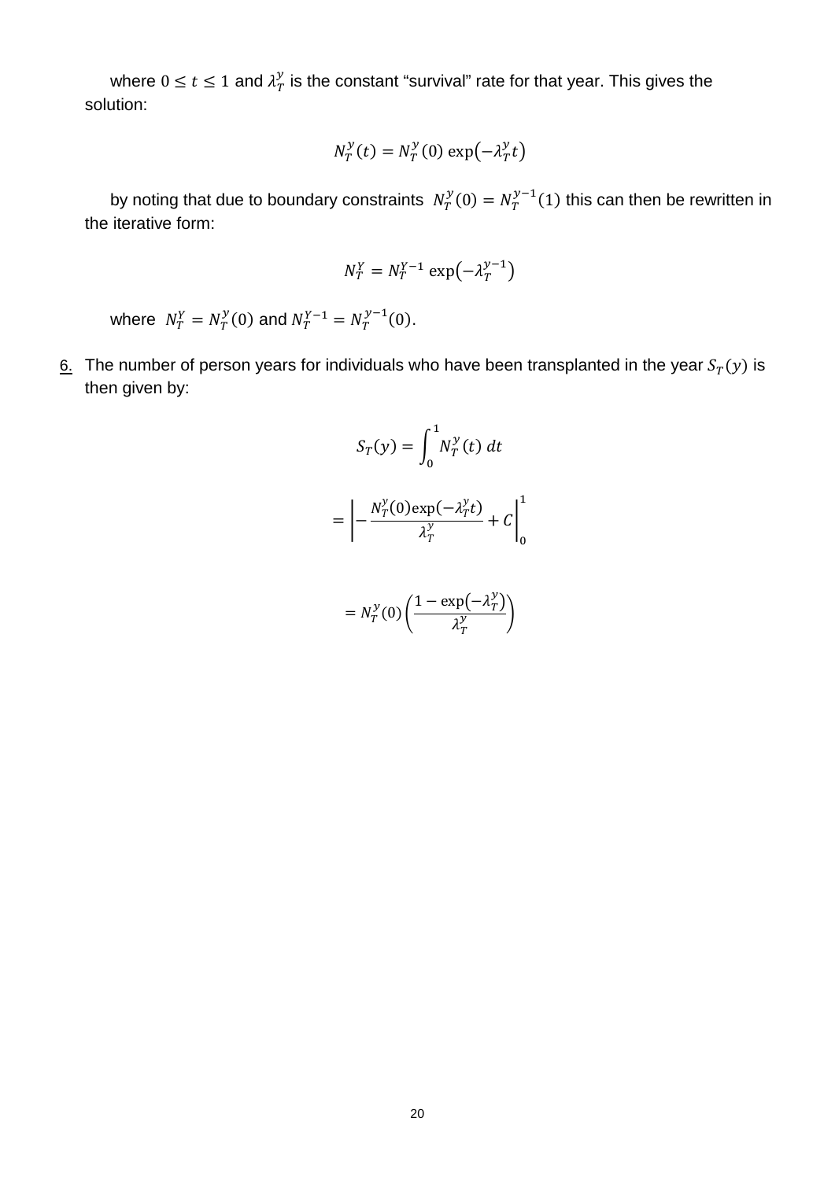where $0 \leq t \leq 1$ and $\lambda_T^y$ is the constant "survival" rate for that year. This gives the solution:

$$N_T^y(t) = N_T^y(0)\exp(-\lambda_T^y t)$$

by noting that due to boundary constraints $N_T^y(0) = N_T^{y-1}(1)$ this can then be rewritten in the iterative form:

$$N_T^Y = N_T^{Y-1}\exp(-\lambda_T^{y-1})$$

where $N_T^Y = N_T^y(0)$ and $N_T^{Y-1} = N_T^{y-1}(0)$.

6. The number of person years for individuals who have been transplanted in the year $S_T(y)$ is then given by:

$$S_T(y) = \int_0^1 N_T^y(t)\,dt$$

$$= \left| -\frac{N_T^y(0)\exp(-\lambda_T^y t)}{\lambda_T^y} + C \right|_0^1$$

$$= N_T^y(0)\left(\frac{1 - \exp(-\lambda_T^y)}{\lambda_T^y}\right)$$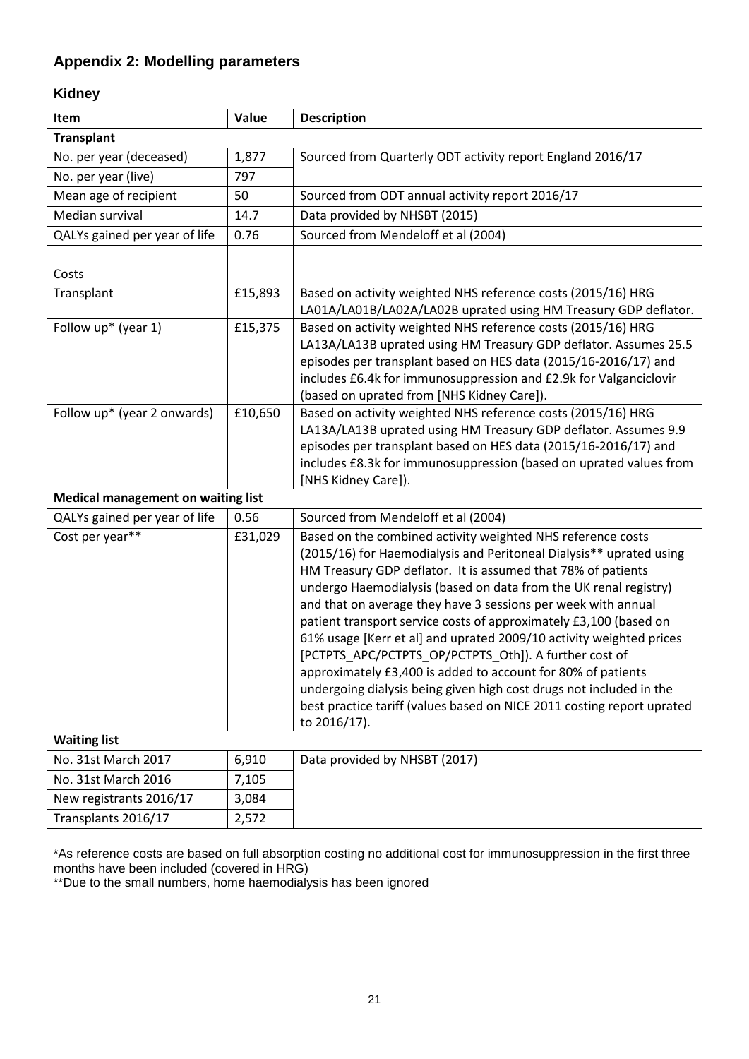## Appendix 2: Modelling parameters

### Kidney

| Item | Value | Description |
|---|---|---|
| **Transplant** | | |
| No. per year (deceased) | 1,877 | Sourced from Quarterly ODT activity report England 2016/17 |
| No. per year (live) | 797 | |
| Mean age of recipient | 50 | Sourced from ODT annual activity report 2016/17 |
| Median survival | 14.7 | Data provided by NHSBT (2015) |
| QALYs gained per year of life | 0.76 | Sourced from Mendeloff et al (2004) |
| | | |
| Costs | | |
| Transplant | £15,893 | Based on activity weighted NHS reference costs (2015/16) HRG LA01A/LA01B/LA02A/LA02B uprated using HM Treasury GDP deflator. |
| Follow up* (year 1) | £15,375 | Based on activity weighted NHS reference costs (2015/16) HRG LA13A/LA13B uprated using HM Treasury GDP deflator. Assumes 25.5 episodes per transplant based on HES data (2015/16-2016/17) and includes £6.4k for immunosuppression and £2.9k for Valganciclovir (based on uprated from [NHS Kidney Care]). |
| Follow up* (year 2 onwards) | £10,650 | Based on activity weighted NHS reference costs (2015/16) HRG LA13A/LA13B uprated using HM Treasury GDP deflator. Assumes 9.9 episodes per transplant based on HES data (2015/16-2016/17) and includes £8.3k for immunosuppression (based on uprated values from [NHS Kidney Care]). |
| **Medical management on waiting list** | | |
| QALYs gained per year of life | 0.56 | Sourced from Mendeloff et al (2004) |
| Cost per year** | £31,029 | Based on the combined activity weighted NHS reference costs (2015/16) for Haemodialysis and Peritoneal Dialysis** uprated using HM Treasury GDP deflator. It is assumed that 78% of patients undergo Haemodialysis (based on data from the UK renal registry) and that on average they have 3 sessions per week with annual patient transport service costs of approximately £3,100 (based on 61% usage [Kerr et al] and uprated 2009/10 activity weighted prices [PCTPTS_APC/PCTPTS_OP/PCTPTS_Oth]). A further cost of approximately £3,400 is added to account for 80% of patients undergoing dialysis being given high cost drugs not included in the best practice tariff (values based on NICE 2011 costing report uprated to 2016/17). |
| **Waiting list** | | |
| No. 31st March 2017 | 6,910 | Data provided by NHSBT (2017) |
| No. 31st March 2016 | 7,105 | |
| New registrants 2016/17 | 3,084 | |
| Transplants 2016/17 | 2,572 | |

*As reference costs are based on full absorption costing no additional cost for immunosuppression in the first three months have been included (covered in HRG)

**Due to the small numbers, home haemodialysis has been ignored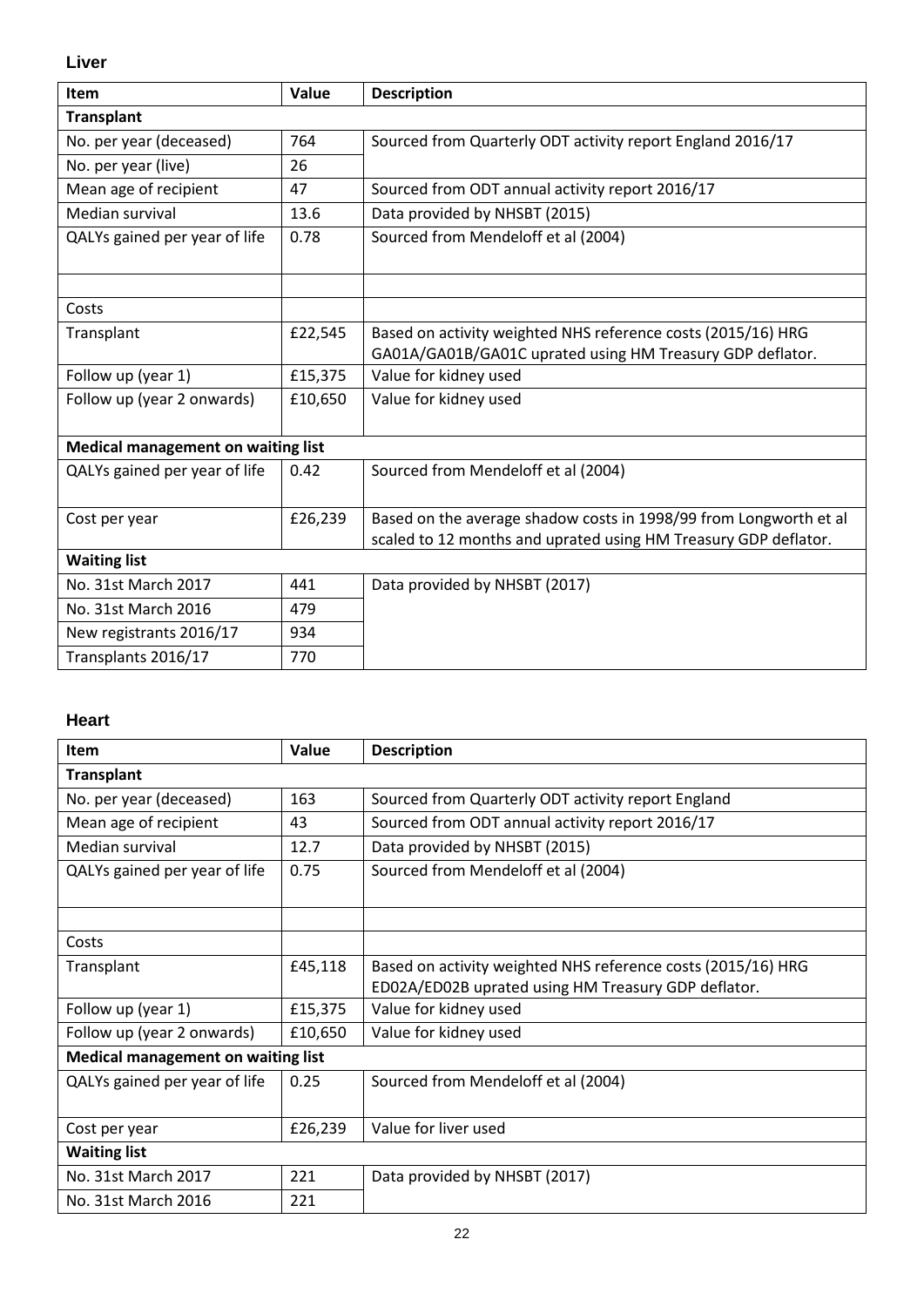### Liver

| Item | Value | Description |
| --- | --- | --- |
| **Transplant** | | |
| No. per year (deceased) | 764 | Sourced from Quarterly ODT activity report England 2016/17 |
| No. per year (live) | 26 | |
| Mean age of recipient | 47 | Sourced from ODT annual activity report 2016/17 |
| Median survival | 13.6 | Data provided by NHSBT (2015) |
| QALYs gained per year of life | 0.78 | Sourced from Mendeloff et al (2004) |
| | | |
| Costs | | |
| Transplant | £22,545 | Based on activity weighted NHS reference costs (2015/16) HRG GA01A/GA01B/GA01C uprated using HM Treasury GDP deflator. |
| Follow up (year 1) | £15,375 | Value for kidney used |
| Follow up (year 2 onwards) | £10,650 | Value for kidney used |
| **Medical management on waiting list** | | |
| QALYs gained per year of life | 0.42 | Sourced from Mendeloff et al (2004) |
| Cost per year | £26,239 | Based on the average shadow costs in 1998/99 from Longworth et al scaled to 12 months and uprated using HM Treasury GDP deflator. |
| **Waiting list** | | |
| No. 31st March 2017 | 441 | Data provided by NHSBT (2017) |
| No. 31st March 2016 | 479 | |
| New registrants 2016/17 | 934 | |
| Transplants 2016/17 | 770 | |

### Heart

| Item | Value | Description |
| --- | --- | --- |
| **Transplant** | | |
| No. per year (deceased) | 163 | Sourced from Quarterly ODT activity report England |
| Mean age of recipient | 43 | Sourced from ODT annual activity report 2016/17 |
| Median survival | 12.7 | Data provided by NHSBT (2015) |
| QALYs gained per year of life | 0.75 | Sourced from Mendeloff et al (2004) |
| | | |
| Costs | | |
| Transplant | £45,118 | Based on activity weighted NHS reference costs (2015/16) HRG ED02A/ED02B uprated using HM Treasury GDP deflator. |
| Follow up (year 1) | £15,375 | Value for kidney used |
| Follow up (year 2 onwards) | £10,650 | Value for kidney used |
| **Medical management on waiting list** | | |
| QALYs gained per year of life | 0.25 | Sourced from Mendeloff et al (2004) |
| Cost per year | £26,239 | Value for liver used |
| **Waiting list** | | |
| No. 31st March 2017 | 221 | Data provided by NHSBT (2017) |
| No. 31st March 2016 | 221 | |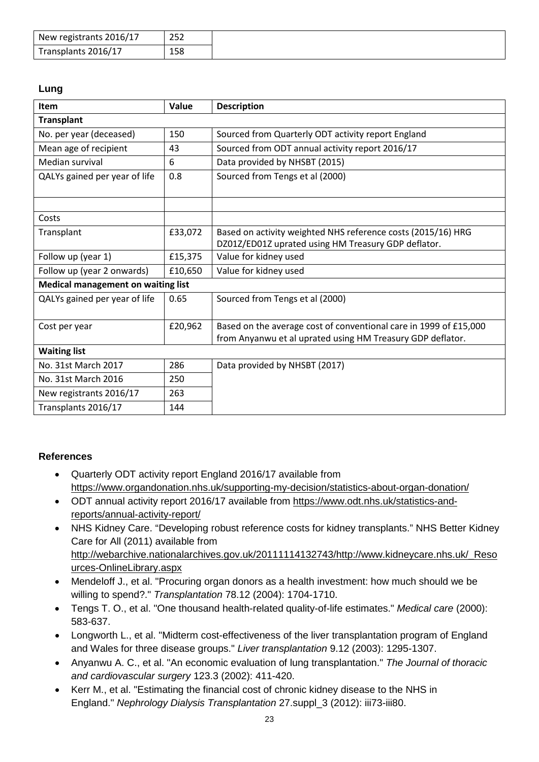| | | |
|---|---|---|
| New registrants 2016/17 | 252 | |
| Transplants 2016/17 | 158 | |

**Lung**

| Item | Value | Description |
|---|---|---|
| **Transplant** | | |
| No. per year (deceased) | 150 | Sourced from Quarterly ODT activity report England |
| Mean age of recipient | 43 | Sourced from ODT annual activity report 2016/17 |
| Median survival | 6 | Data provided by NHSBT (2015) |
| QALYs gained per year of life | 0.8 | Sourced from Tengs et al (2000) |
| | | |
| Costs | | |
| Transplant | £33,072 | Based on activity weighted NHS reference costs (2015/16) HRG DZ01Z/ED01Z uprated using HM Treasury GDP deflator. |
| Follow up (year 1) | £15,375 | Value for kidney used |
| Follow up (year 2 onwards) | £10,650 | Value for kidney used |
| **Medical management on waiting list** | | |
| QALYs gained per year of life | 0.65 | Sourced from Tengs et al (2000) |
| Cost per year | £20,962 | Based on the average cost of conventional care in 1999 of £15,000 from Anyanwu et al uprated using HM Treasury GDP deflator. |
| **Waiting list** | | |
| No. 31st March 2017 | 286 | Data provided by NHSBT (2017) |
| No. 31st March 2016 | 250 | |
| New registrants 2016/17 | 263 | |
| Transplants 2016/17 | 144 | |

**References**

- Quarterly ODT activity report England 2016/17 available from https://www.organdonation.nhs.uk/supporting-my-decision/statistics-about-organ-donation/
- ODT annual activity report 2016/17 available from https://www.odt.nhs.uk/statistics-and-reports/annual-activity-report/
- NHS Kidney Care. "Developing robust reference costs for kidney transplants." NHS Better Kidney Care for All (2011) available from http://webarchive.nationalarchives.gov.uk/20111114132743/http://www.kidneycare.nhs.uk/_Resources-OnlineLibrary.aspx
- Mendeloff J., et al. "Procuring organ donors as a health investment: how much should we be willing to spend?." *Transplantation* 78.12 (2004): 1704-1710.
- Tengs T. O., et al. "One thousand health-related quality-of-life estimates." *Medical care* (2000): 583-637.
- Longworth L., et al. "Midterm cost-effectiveness of the liver transplantation program of England and Wales for three disease groups." *Liver transplantation* 9.12 (2003): 1295-1307.
- Anyanwu A. C., et al. "An economic evaluation of lung transplantation." *The Journal of thoracic and cardiovascular surgery* 123.3 (2002): 411-420.
- Kerr M., et al. "Estimating the financial cost of chronic kidney disease to the NHS in England." *Nephrology Dialysis Transplantation* 27.suppl_3 (2012): iii73-iii80.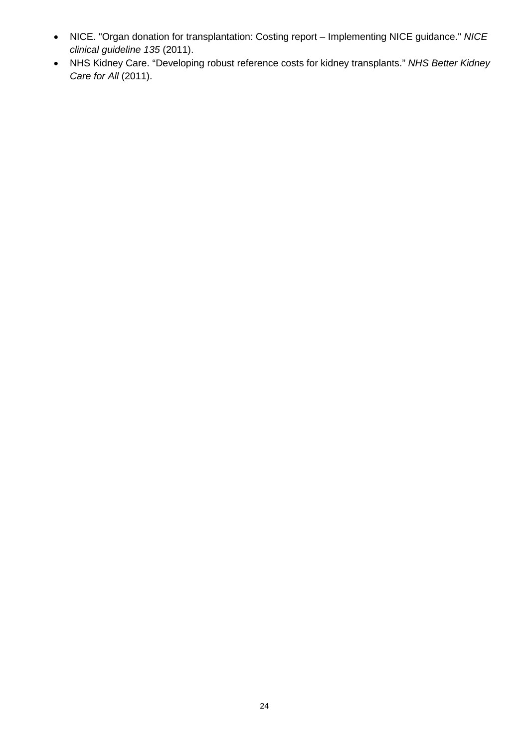- NICE. "Organ donation for transplantation: Costing report – Implementing NICE guidance." *NICE clinical guideline 135* (2011).
- NHS Kidney Care. "Developing robust reference costs for kidney transplants." *NHS Better Kidney Care for All* (2011).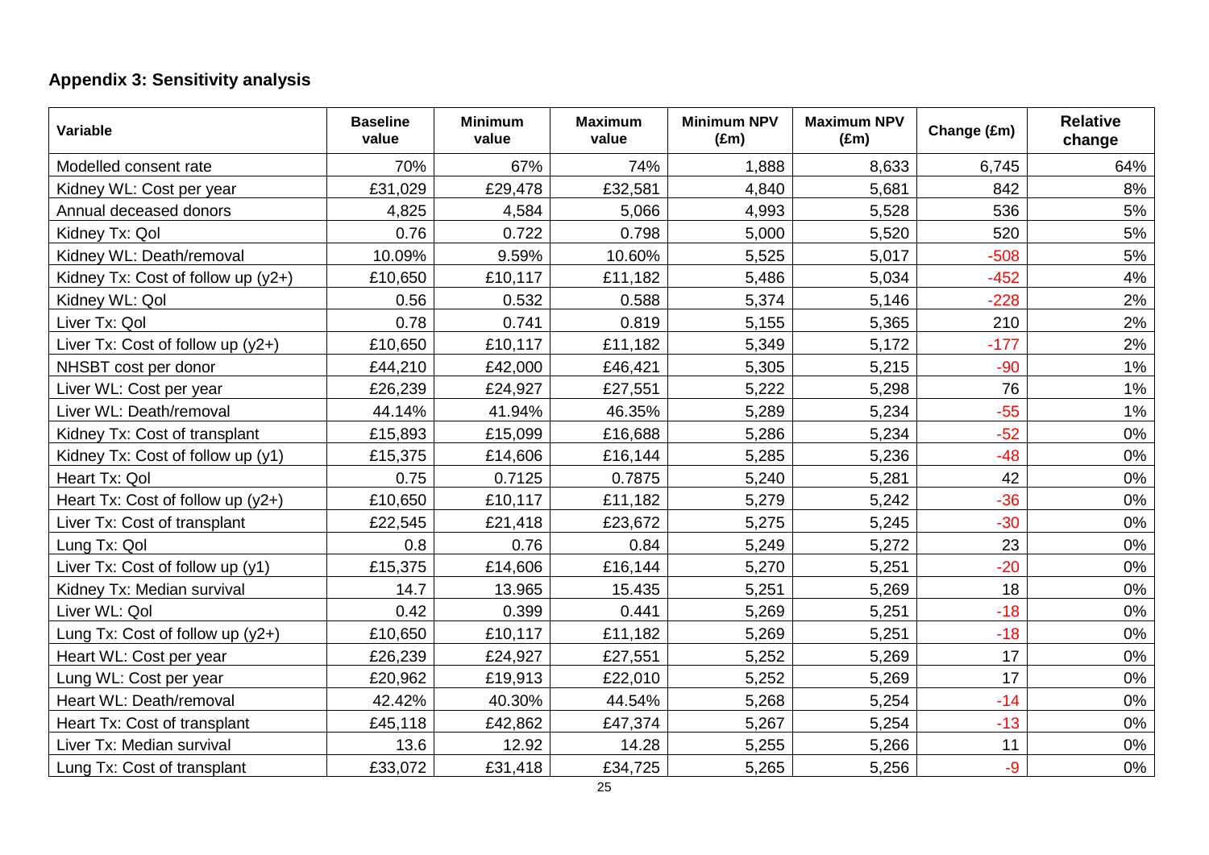### Appendix 3: Sensitivity analysis

| Variable | Baseline value | Minimum value | Maximum value | Minimum NPV (£m) | Maximum NPV (£m) | Change (£m) | Relative change |
|---|---|---|---|---|---|---|---|
| Modelled consent rate | 70% | 67% | 74% | 1,888 | 8,633 | 6,745 | 64% |
| Kidney WL: Cost per year | £31,029 | £29,478 | £32,581 | 4,840 | 5,681 | 842 | 8% |
| Annual deceased donors | 4,825 | 4,584 | 5,066 | 4,993 | 5,528 | 536 | 5% |
| Kidney Tx: Qol | 0.76 | 0.722 | 0.798 | 5,000 | 5,520 | 520 | 5% |
| Kidney WL: Death/removal | 10.09% | 9.59% | 10.60% | 5,525 | 5,017 | -508 | 5% |
| Kidney Tx: Cost of follow up (y2+) | £10,650 | £10,117 | £11,182 | 5,486 | 5,034 | -452 | 4% |
| Kidney WL: Qol | 0.56 | 0.532 | 0.588 | 5,374 | 5,146 | -228 | 2% |
| Liver Tx: Qol | 0.78 | 0.741 | 0.819 | 5,155 | 5,365 | 210 | 2% |
| Liver Tx: Cost of follow up (y2+) | £10,650 | £10,117 | £11,182 | 5,349 | 5,172 | -177 | 2% |
| NHSBT cost per donor | £44,210 | £42,000 | £46,421 | 5,305 | 5,215 | -90 | 1% |
| Liver WL: Cost per year | £26,239 | £24,927 | £27,551 | 5,222 | 5,298 | 76 | 1% |
| Liver WL: Death/removal | 44.14% | 41.94% | 46.35% | 5,289 | 5,234 | -55 | 1% |
| Kidney Tx: Cost of transplant | £15,893 | £15,099 | £16,688 | 5,286 | 5,234 | -52 | 0% |
| Kidney Tx: Cost of follow up (y1) | £15,375 | £14,606 | £16,144 | 5,285 | 5,236 | -48 | 0% |
| Heart Tx: Qol | 0.75 | 0.7125 | 0.7875 | 5,240 | 5,281 | 42 | 0% |
| Heart Tx: Cost of follow up (y2+) | £10,650 | £10,117 | £11,182 | 5,279 | 5,242 | -36 | 0% |
| Liver Tx: Cost of transplant | £22,545 | £21,418 | £23,672 | 5,275 | 5,245 | -30 | 0% |
| Lung Tx: Qol | 0.8 | 0.76 | 0.84 | 5,249 | 5,272 | 23 | 0% |
| Liver Tx: Cost of follow up (y1) | £15,375 | £14,606 | £16,144 | 5,270 | 5,251 | -20 | 0% |
| Kidney Tx: Median survival | 14.7 | 13.965 | 15.435 | 5,251 | 5,269 | 18 | 0% |
| Liver WL: Qol | 0.42 | 0.399 | 0.441 | 5,269 | 5,251 | -18 | 0% |
| Lung Tx: Cost of follow up (y2+) | £10,650 | £10,117 | £11,182 | 5,269 | 5,251 | -18 | 0% |
| Heart WL: Cost per year | £26,239 | £24,927 | £27,551 | 5,252 | 5,269 | 17 | 0% |
| Lung WL: Cost per year | £20,962 | £19,913 | £22,010 | 5,252 | 5,269 | 17 | 0% |
| Heart WL: Death/removal | 42.42% | 40.30% | 44.54% | 5,268 | 5,254 | -14 | 0% |
| Heart Tx: Cost of transplant | £45,118 | £42,862 | £47,374 | 5,267 | 5,254 | -13 | 0% |
| Liver Tx: Median survival | 13.6 | 12.92 | 14.28 | 5,255 | 5,266 | 11 | 0% |
| Lung Tx: Cost of transplant | £33,072 | £31,418 | £34,725 | 5,265 | 5,256 | -9 | 0% |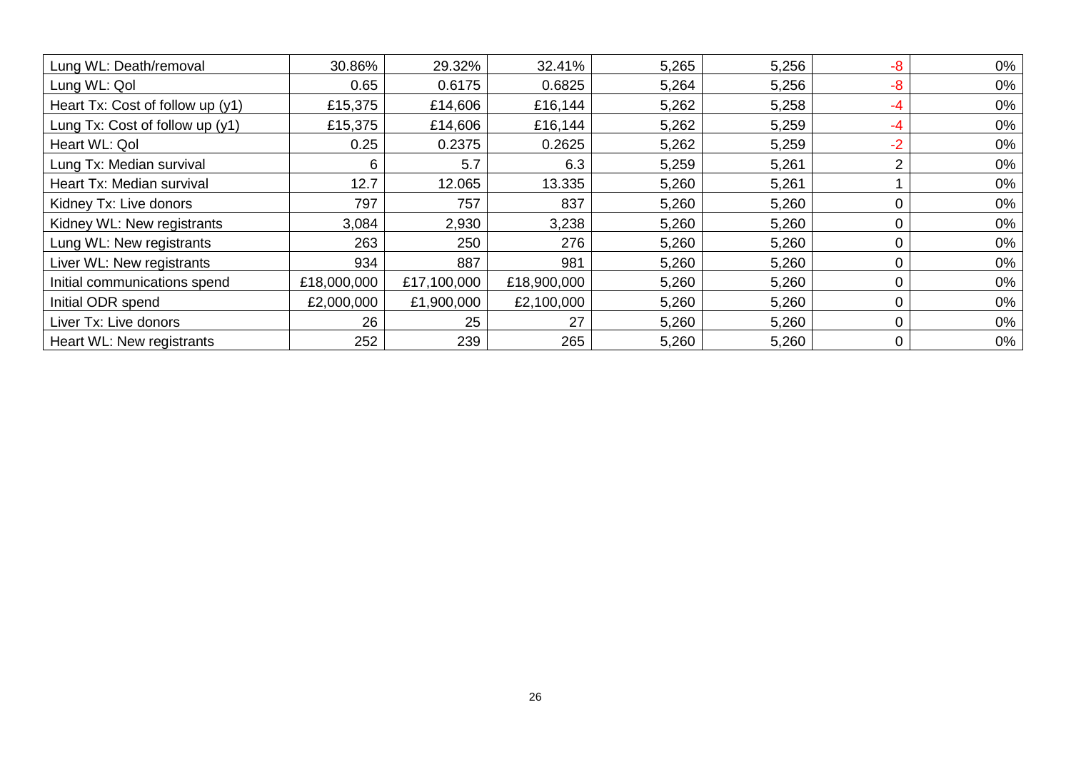| | | | | | | | |
|---|---|---|---|---|---|---|---|
| Lung WL: Death/removal | 30.86% | 29.32% | 32.41% | 5,265 | 5,256 | -8 | 0% |
| Lung WL: Qol | 0.65 | 0.6175 | 0.6825 | 5,264 | 5,256 | -8 | 0% |
| Heart Tx: Cost of follow up (y1) | £15,375 | £14,606 | £16,144 | 5,262 | 5,258 | -4 | 0% |
| Lung Tx: Cost of follow up (y1) | £15,375 | £14,606 | £16,144 | 5,262 | 5,259 | -4 | 0% |
| Heart WL: Qol | 0.25 | 0.2375 | 0.2625 | 5,262 | 5,259 | -2 | 0% |
| Lung Tx: Median survival | 6 | 5.7 | 6.3 | 5,259 | 5,261 | 2 | 0% |
| Heart Tx: Median survival | 12.7 | 12.065 | 13.335 | 5,260 | 5,261 | 1 | 0% |
| Kidney Tx: Live donors | 797 | 757 | 837 | 5,260 | 5,260 | 0 | 0% |
| Kidney WL: New registrants | 3,084 | 2,930 | 3,238 | 5,260 | 5,260 | 0 | 0% |
| Lung WL: New registrants | 263 | 250 | 276 | 5,260 | 5,260 | 0 | 0% |
| Liver WL: New registrants | 934 | 887 | 981 | 5,260 | 5,260 | 0 | 0% |
| Initial communications spend | £18,000,000 | £17,100,000 | £18,900,000 | 5,260 | 5,260 | 0 | 0% |
| Initial ODR spend | £2,000,000 | £1,900,000 | £2,100,000 | 5,260 | 5,260 | 0 | 0% |
| Liver Tx: Live donors | 26 | 25 | 27 | 5,260 | 5,260 | 0 | 0% |
| Heart WL: New registrants | 252 | 239 | 265 | 5,260 | 5,260 | 0 | 0% |